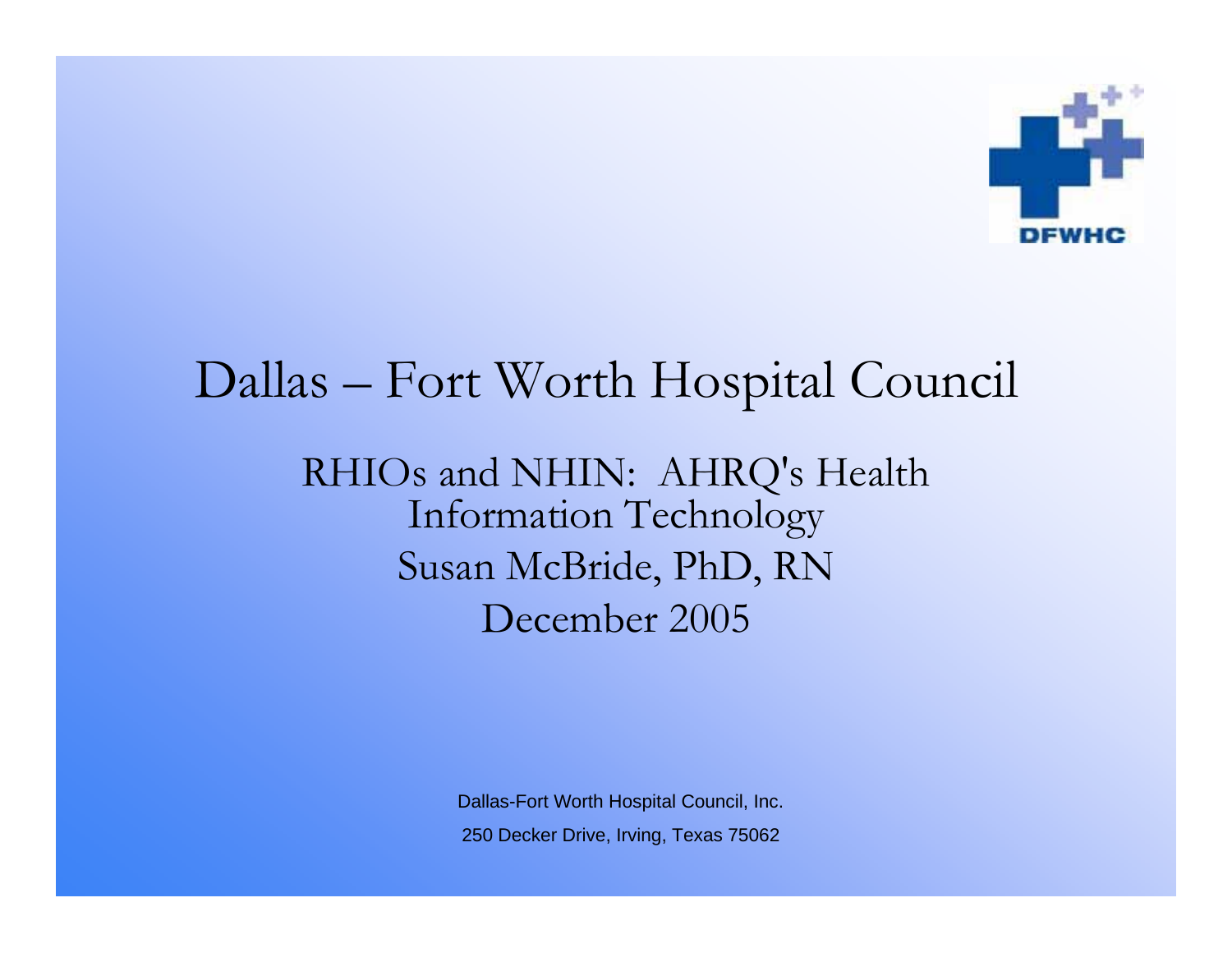# Dallas – Fort Worth Hospital Council

## RHIOs and NHIN: AHRQ's Health Information Technology

Susan McBride, PhD, RN

December 2005

Dallas-Fort Worth Hospital Council, Inc.

250 Decker Drive, Irving, Texas 75062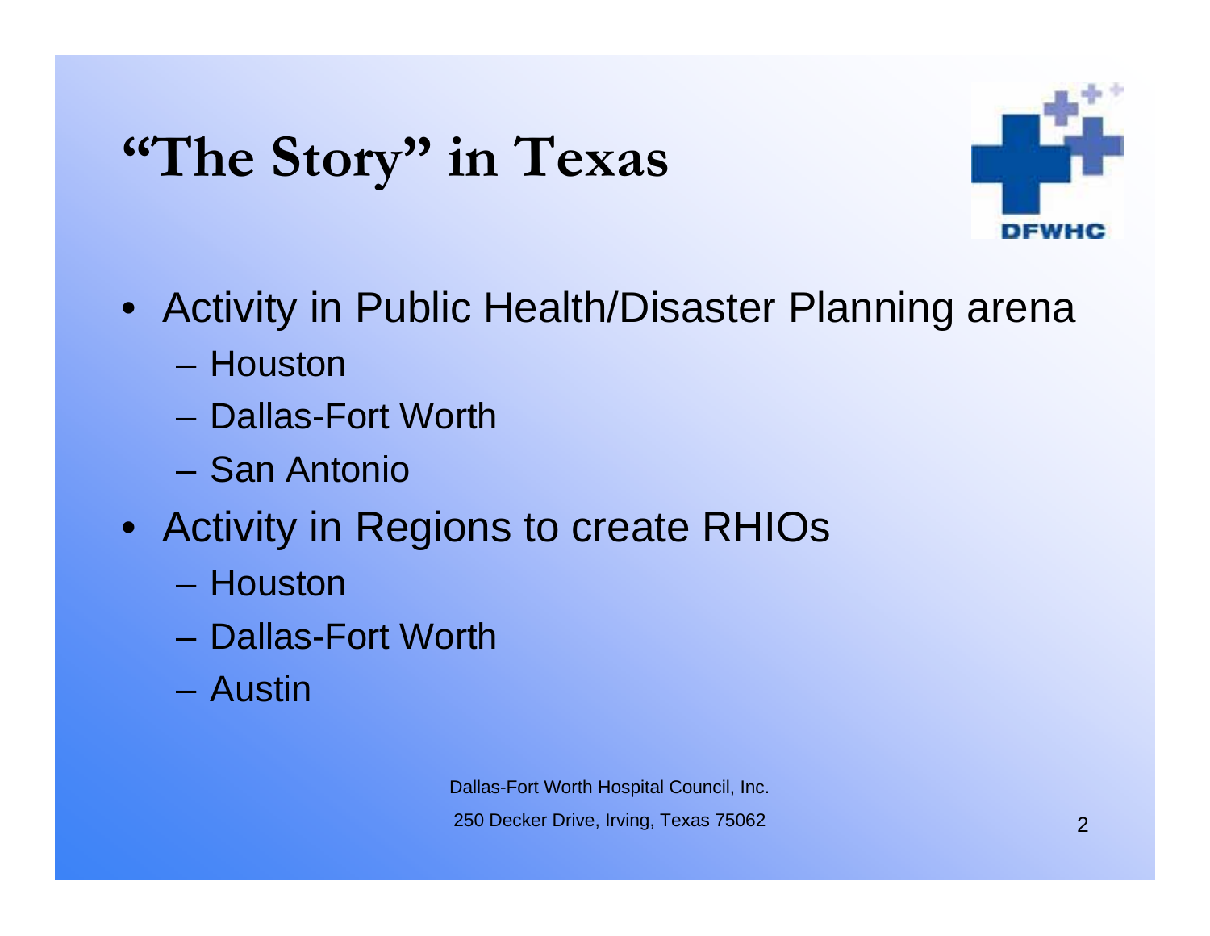# "The Story" in Texas

- Activity in Public Health/Disaster Planning arena
  - Houston
  - Dallas-Fort Worth
  - San Antonio
- Activity in Regions to create RHIOs
  - Houston
  - Dallas-Fort Worth
  - Austin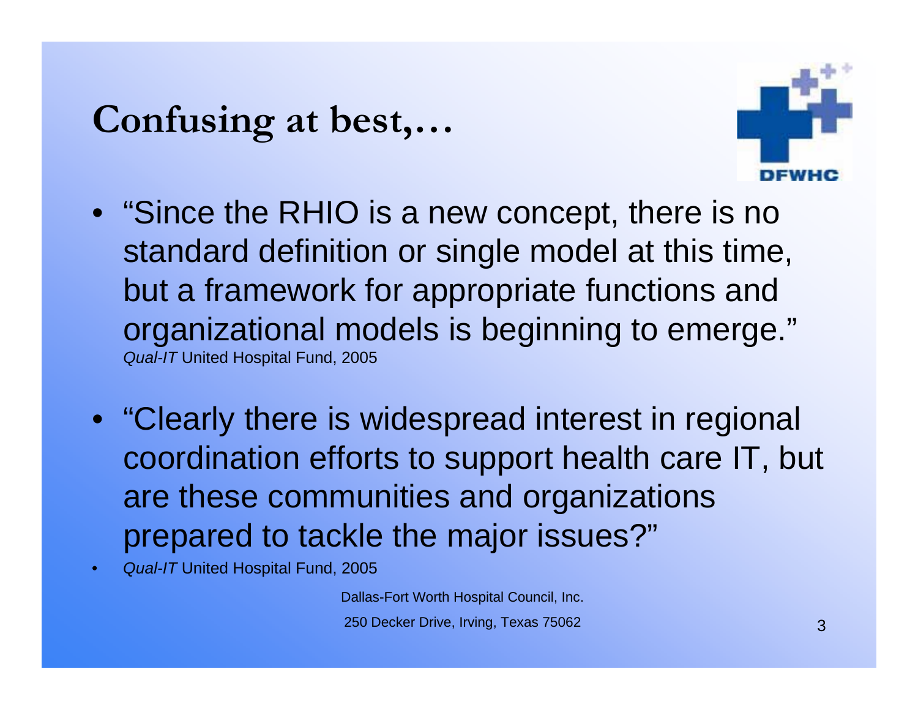# Confusing at best,…

- "Since the RHIO is a new concept, there is no standard definition or single model at this time, but a framework for appropriate functions and organizational models is beginning to emerge." *Qual-IT* United Hospital Fund, 2005

- "Clearly there is widespread interest in regional coordination efforts to support health care IT, but are these communities and organizations prepared to tackle the major issues?"
- *Qual-IT* United Hospital Fund, 2005

Dallas-Fort Worth Hospital Council, Inc.

250 Decker Drive, Irving, Texas 75062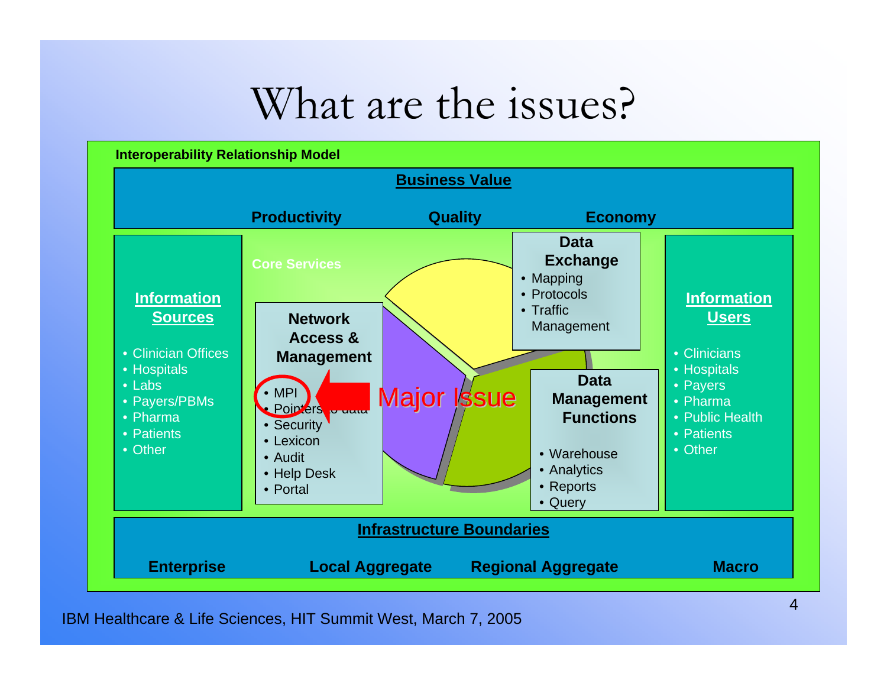# What are the issues?

**Interoperability Relationship Model**

**Business Value**

**Productivity** **Quality** **Economy**

**Information Sources**

- Clinician Offices
- Hospitals
- Labs
- Payers/PBMs
- Pharma
- Patients
- Other

**Core Services**

**Network Access & Management**

- MPI
- Pointers to data
- Security
- Lexicon
- Audit
- Help Desk
- Portal

Major Issue

**Data Exchange**

- Mapping
- Protocols
- Traffic Management

**Data Management Functions**

- Warehouse
- Analytics
- Reports
- Query

**Information Users**

- Clinicians
- Hospitals
- Payers
- Pharma
- Public Health
- Patients
- Other

**Infrastructure Boundaries**

**Enterprise** **Local Aggregate** **Regional Aggregate** **Macro**

IBM Healthcare & Life Sciences, HIT Summit West, March 7, 2005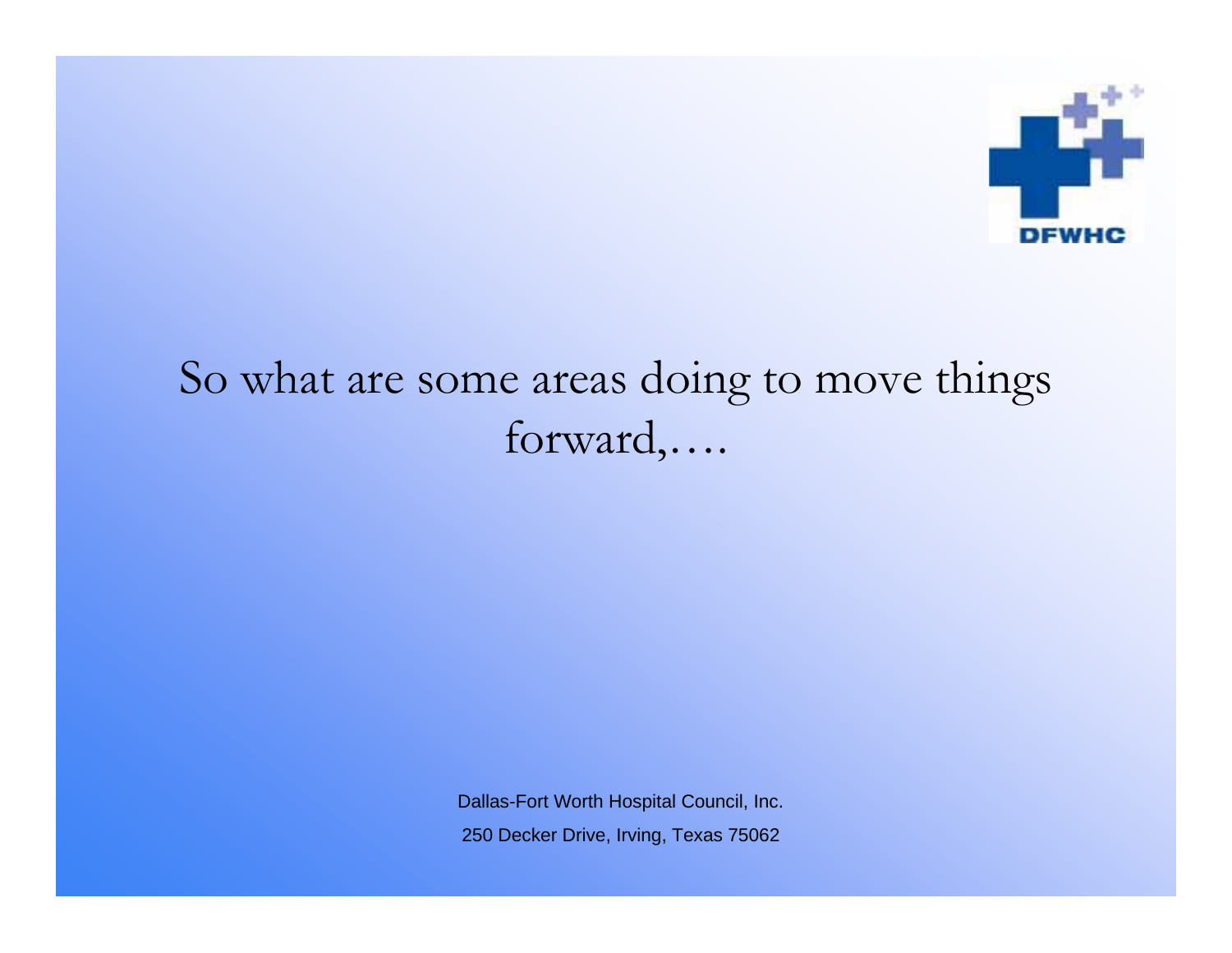# So what are some areas doing to move things forward,….

Dallas-Fort Worth Hospital Council, Inc.

250 Decker Drive, Irving, Texas 75062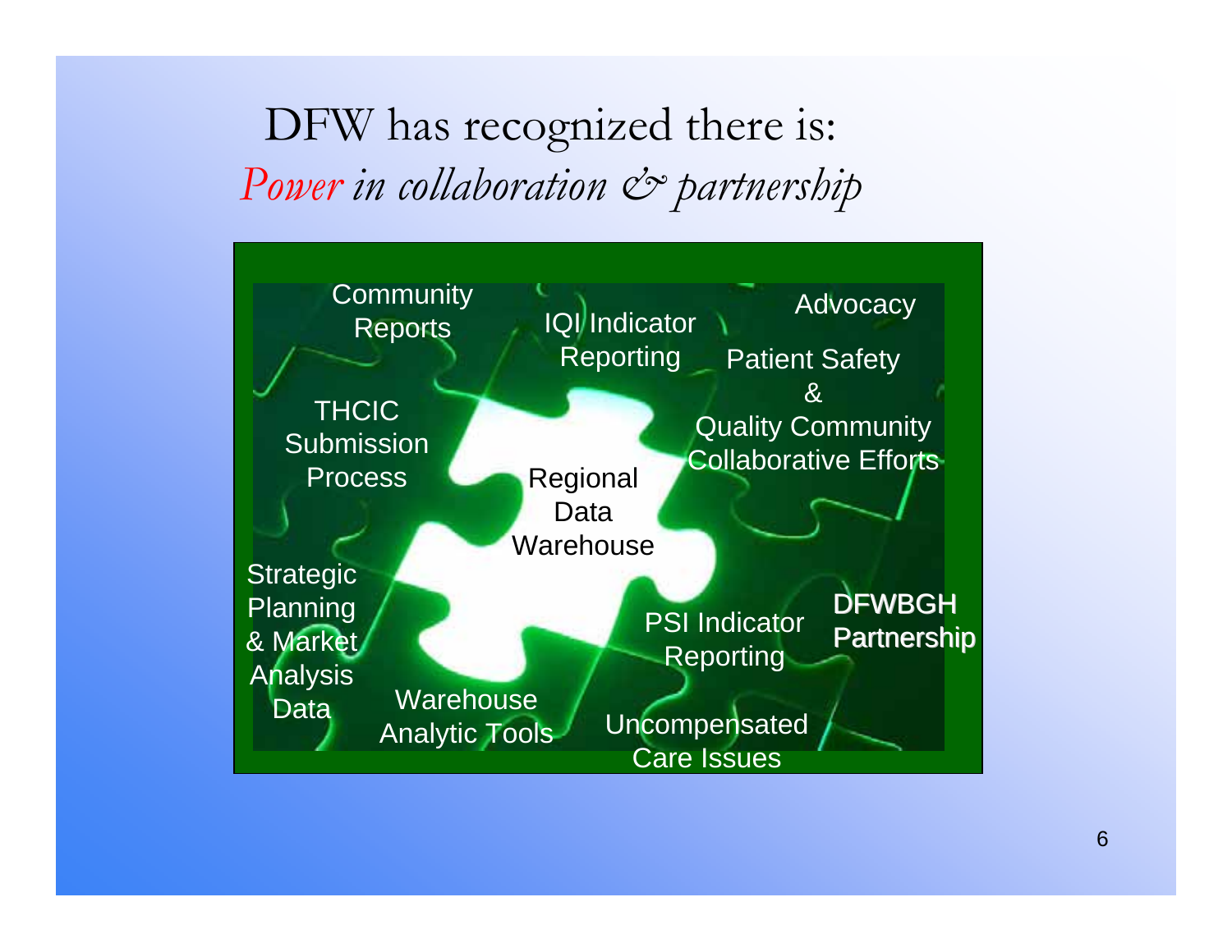# DFW has recognized there is: *Power in collaboration & partnership*

- Community Reports
- IQI Indicator Reporting
- Advocacy
- Patient Safety & Quality Community Collaborative Efforts
- THCIC Submission Process
- Regional Data Warehouse
- Strategic Planning & Market Analysis Data
- PSI Indicator Reporting
- DFWBGH Partnership
- Warehouse Analytic Tools
- Uncompensated Care Issues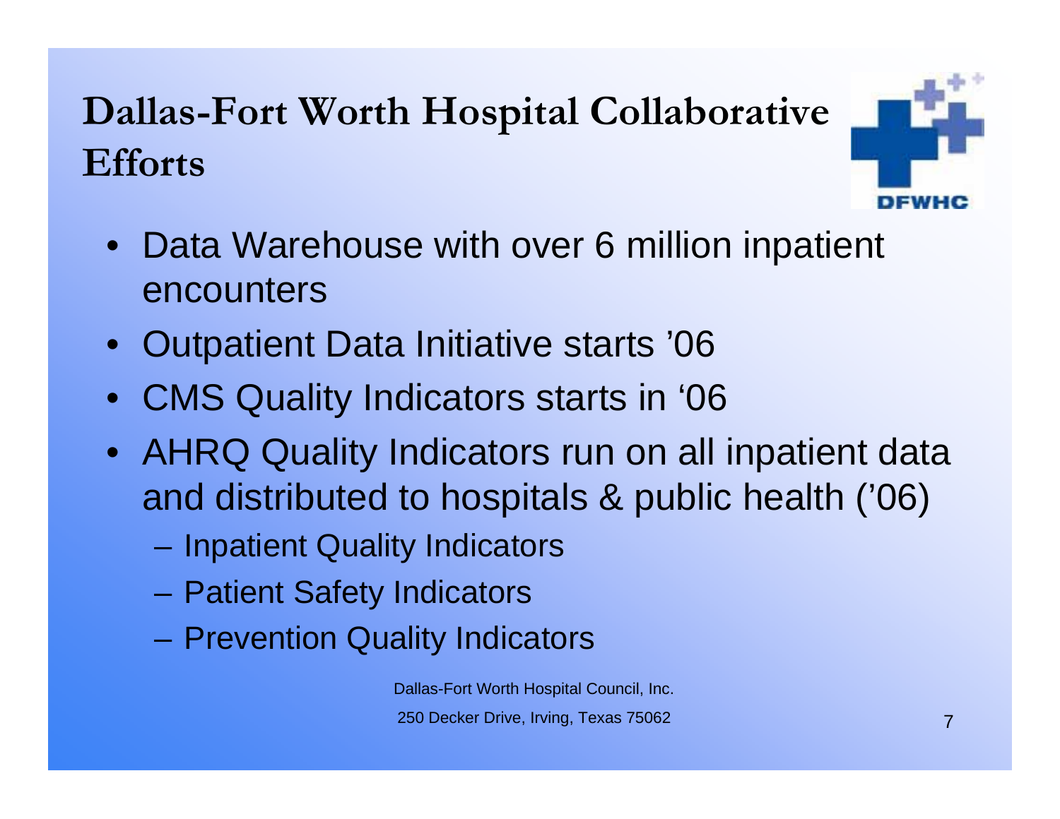# Dallas-Fort Worth Hospital Collaborative Efforts

- Data Warehouse with over 6 million inpatient encounters
- Outpatient Data Initiative starts ’06
- CMS Quality Indicators starts in ‘06
- AHRQ Quality Indicators run on all inpatient data and distributed to hospitals & public health (’06)
  - Inpatient Quality Indicators
  - Patient Safety Indicators
  - Prevention Quality Indicators

Dallas-Fort Worth Hospital Council, Inc.

250 Decker Drive, Irving, Texas 75062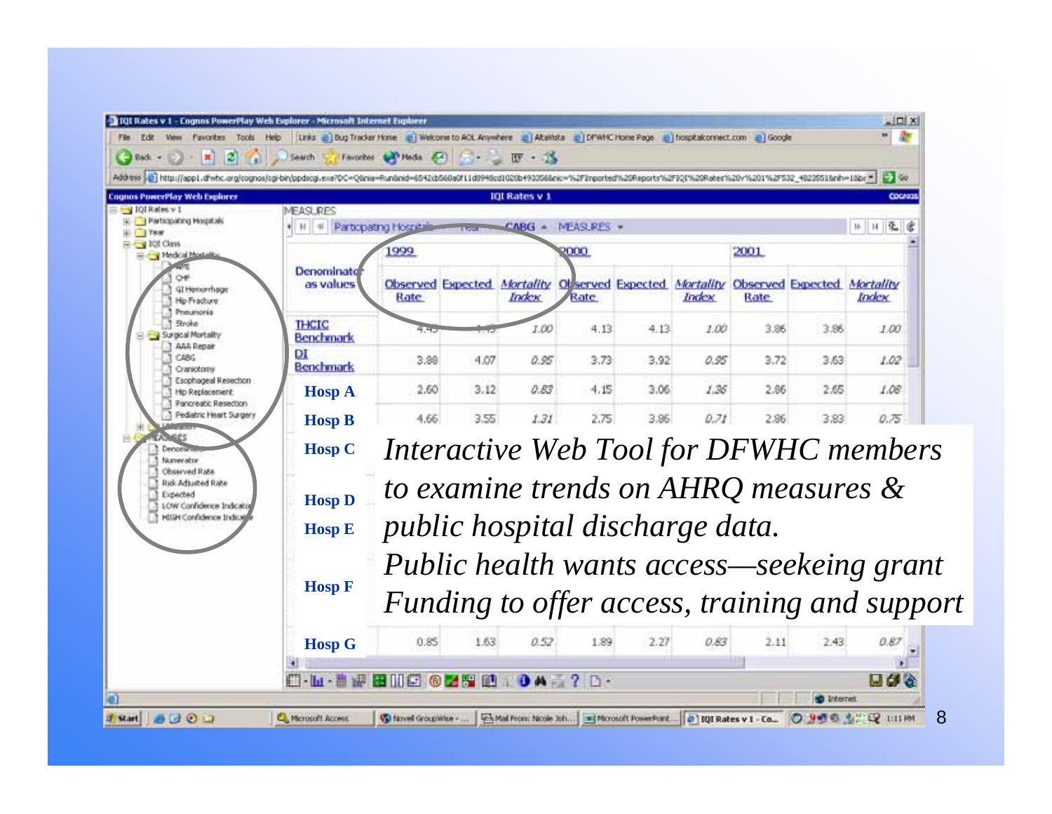# IQI Rates v 1 - Cognos PowerPlay Web Explorer

| Denominator as values | 1999 Observed Rate | 1999 Expected | 1999 Mortality Index | 2000 Observed Rate | 2000 Expected | 2000 Mortality Index | 2001 Observed Rate | 2001 Expected | 2001 Mortality Index |
|---|---|---|---|---|---|---|---|---|---|
| THCIC Benchmark | 4.49 | 4.49 | 1.00 | 4.13 | 4.13 | 1.00 | 3.86 | 3.86 | 1.00 |
| DI Benchmark | 3.88 | 4.07 | 0.95 | 3.73 | 3.92 | 0.95 | 3.72 | 3.63 | 1.02 |
| Hosp A | 2.60 | 3.12 | 0.83 | 4.15 | 3.06 | 1.36 | 2.86 | 2.65 | 1.08 |
| Hosp B | 4.66 | 3.55 | 1.31 | 2.75 | 3.86 | 0.71 | 2.86 | 3.83 | 0.75 |
| Hosp C | | | | | | | | | |
| Hosp D | | | | | | | | | |
| Hosp E | | | | | | | | | |
| Hosp F | | | | | | | | | |
| Hosp G | 0.85 | 1.63 | 0.52 | 1.89 | 2.27 | 0.83 | 2.11 | 2.43 | 0.87 |

*Interactive Web Tool for DFWHC members to examine trends on AHRQ measures & public hospital discharge data.*

*Public health wants access—seekeing grant Funding to offer access, training and support*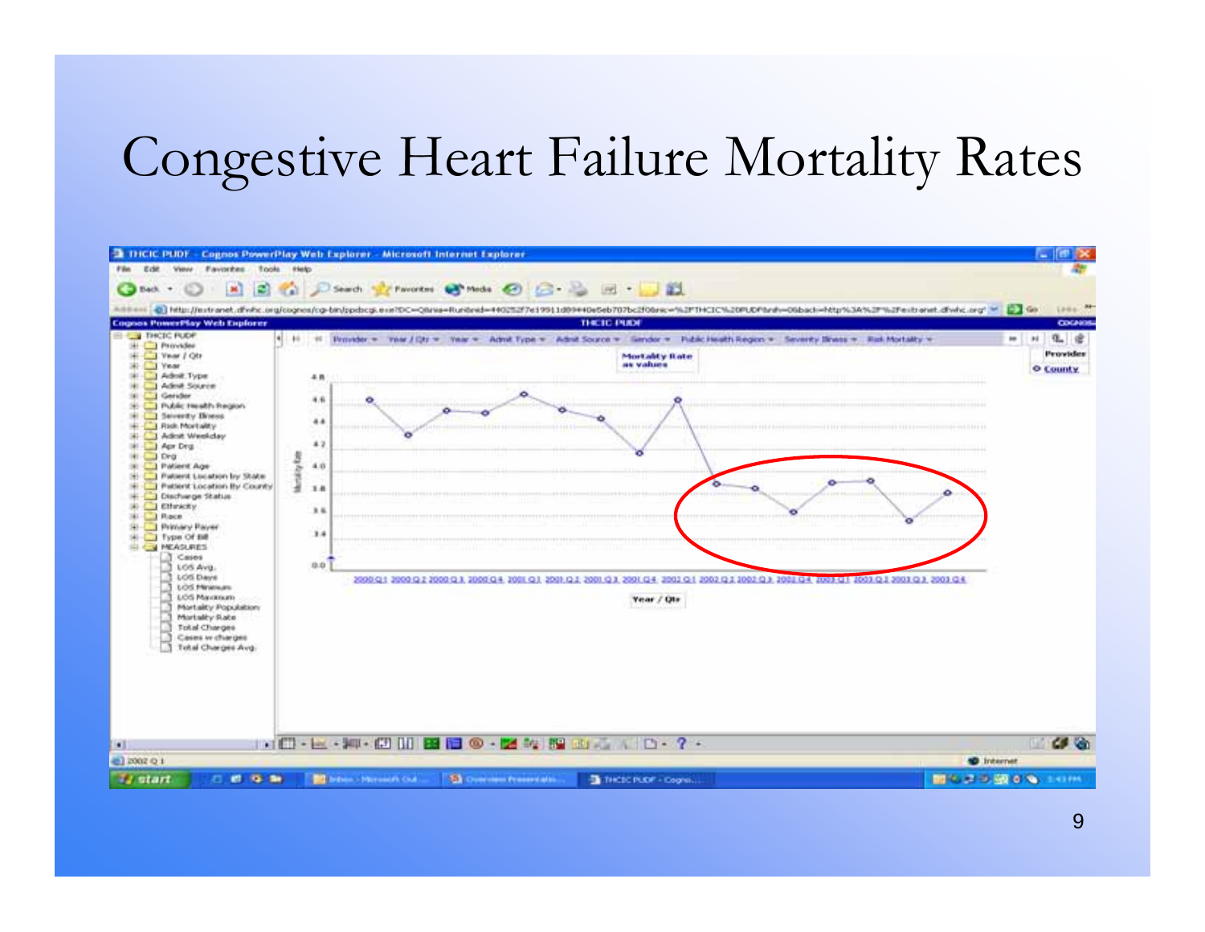# Congestive Heart Failure Mortality Rates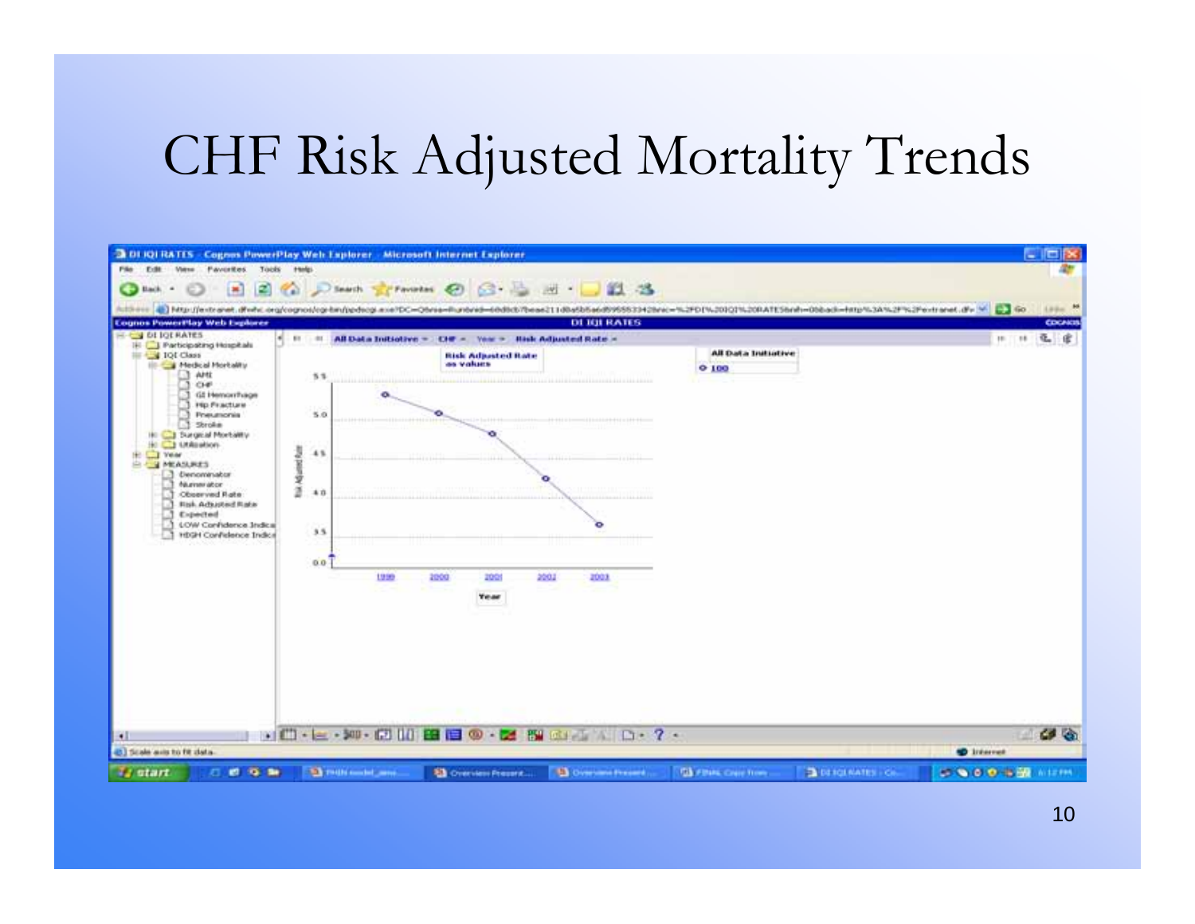# CHF Risk Adjusted Mortality Trends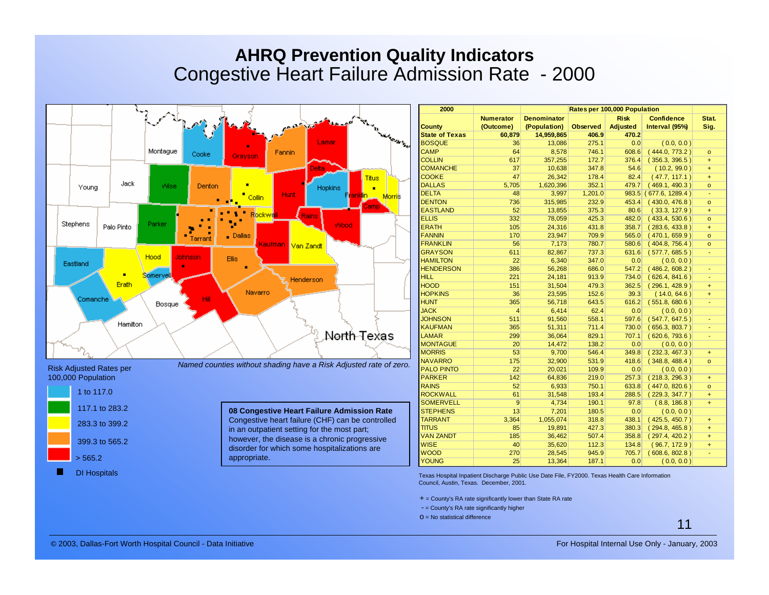# AHRQ Prevention Quality Indicators

## Congestive Heart Failure Admission Rate - 2000

*Named counties without shading have a Risk Adjusted rate of zero.*

Risk Adjusted Rates per 100,000 Population

- 1 to 117.0
- 117.1 to 283.2
- 283.3 to 399.2
- 399.3 to 565.2
- > 565.2
- DI Hospitals

**08 Congestive Heart Failure Admission Rate**
Congestive heart failure (CHF) can be controlled in an outpatient setting for the most part; however, the disease is a chronic progressive disorder for which some hospitalizations are appropriate.

| 2000 | | | Rates per 100,000 Population | | | |
|---|---|---|---|---|---|---|
| County | Numerator (Outcome) | Denominator (Population) | Observed | Risk Adjusted | Confidence Interval (95%) | Stat. Sig. |
| **State of Texas** | **60,879** | **14,959,865** | **406.9** | **470.2** | | |
| BOSQUE | 36 | 13,086 | 275.1 | 0.0 | ( 0.0, 0.0 ) | |
| CAMP | 64 | 8,578 | 746.1 | 608.6 | ( 444.0, 773.2 ) | o |
| COLLIN | 617 | 357,255 | 172.7 | 376.4 | ( 356.3, 396.5 ) | + |
| COMANCHE | 37 | 10,638 | 347.8 | 54.6 | ( 10.2, 99.0 ) | + |
| COOKE | 47 | 26,342 | 178.4 | 82.4 | ( 47.7, 117.1 ) | + |
| DALLAS | 5,705 | 1,620,396 | 352.1 | 479.7 | ( 469.1, 490.3 ) | o |
| DELTA | 48 | 3,997 | 1,201.0 | 983.5 | ( 677.6, 1289.4 ) | - |
| DENTON | 736 | 315,985 | 232.9 | 453.4 | ( 430.0, 476.8 ) | o |
| EASTLAND | 52 | 13,855 | 375.3 | 80.6 | ( 33.3, 127.9 ) | + |
| ELLIS | 332 | 78,059 | 425.3 | 482.0 | ( 433.4, 530.6 ) | o |
| ERATH | 105 | 24,316 | 431.8 | 358.7 | ( 283.6, 433.8 ) | + |
| FANNIN | 170 | 23,947 | 709.9 | 565.0 | ( 470.1, 659.9 ) | o |
| FRANKLIN | 56 | 7,173 | 780.7 | 580.6 | ( 404.8, 756.4 ) | o |
| GRAYSON | 611 | 82,867 | 737.3 | 631.6 | ( 577.7, 685.5 ) | - |
| HAMILTON | 22 | 6,340 | 347.0 | 0.0 | ( 0.0, 0.0 ) | |
| HENDERSON | 386 | 56,268 | 686.0 | 547.2 | ( 486.2, 608.2 ) | - |
| HILL | 221 | 24,181 | 913.9 | 734.0 | ( 626.4, 841.6 ) | - |
| HOOD | 151 | 31,504 | 479.3 | 362.5 | ( 296.1, 428.9 ) | + |
| HOPKINS | 36 | 23,595 | 152.6 | 39.3 | ( 14.0, 64.6 ) | + |
| HUNT | 365 | 56,718 | 643.5 | 616.2 | ( 551.8, 680.6 ) | - |
| JACK | 4 | 6,414 | 62.4 | 0.0 | ( 0.0, 0.0 ) | |
| JOHNSON | 511 | 91,560 | 558.1 | 597.6 | ( 547.7, 647.5 ) | - |
| KAUFMAN | 365 | 51,311 | 711.4 | 730.0 | ( 656.3, 803.7 ) | - |
| LAMAR | 299 | 36,064 | 829.1 | 707.1 | ( 620.6, 793.6 ) | - |
| MONTAGUE | 20 | 14,472 | 138.2 | 0.0 | ( 0.0, 0.0 ) | |
| MORRIS | 53 | 9,700 | 546.4 | 349.8 | ( 232.3, 467.3 ) | + |
| NAVARRO | 175 | 32,900 | 531.9 | 418.6 | ( 348.8, 488.4 ) | o |
| PALO PINTO | 22 | 20,021 | 109.9 | 0.0 | ( 0.0, 0.0 ) | |
| PARKER | 142 | 64,836 | 219.0 | 257.3 | ( 218.3, 296.3 ) | + |
| RAINS | 52 | 6,933 | 750.1 | 633.8 | ( 447.0, 820.6 ) | o |
| ROCKWALL | 61 | 31,548 | 193.4 | 288.5 | ( 229.3, 347.7 ) | + |
| SOMERVELL | 9 | 4,734 | 190.1 | 97.8 | ( 8.8, 186.8 ) | + |
| STEPHENS | 13 | 7,201 | 180.5 | 0.0 | ( 0.0, 0.0 ) | |
| TARRANT | 3,364 | 1,055,074 | 318.8 | 438.1 | ( 425.5, 450.7 ) | + |
| TITUS | 85 | 19,891 | 427.3 | 380.3 | ( 294.8, 465.8 ) | + |
| VAN ZANDT | 185 | 36,462 | 507.4 | 358.8 | ( 297.4, 420.2 ) | + |
| WISE | 40 | 35,620 | 112.3 | 134.8 | ( 96.7, 172.9 ) | + |
| WOOD | 270 | 28,545 | 945.9 | 705.7 | ( 608.6, 802.8 ) | - |
| YOUNG | 25 | 13,364 | 187.1 | 0.0 | ( 0.0, 0.0 ) | |

Texas Hospital Inpatient Discharge Public Use Date File, FY2000. Texas Health Care Information Council, Austin, Texas. December, 2001.

+ = County's RA rate significantly lower than State RA rate
- = County's RA rate significantly higher
o = No statistical difference

© 2003, Dallas-Fort Worth Hospital Council - Data Initiative

For Hospital Internal Use Only - January, 2003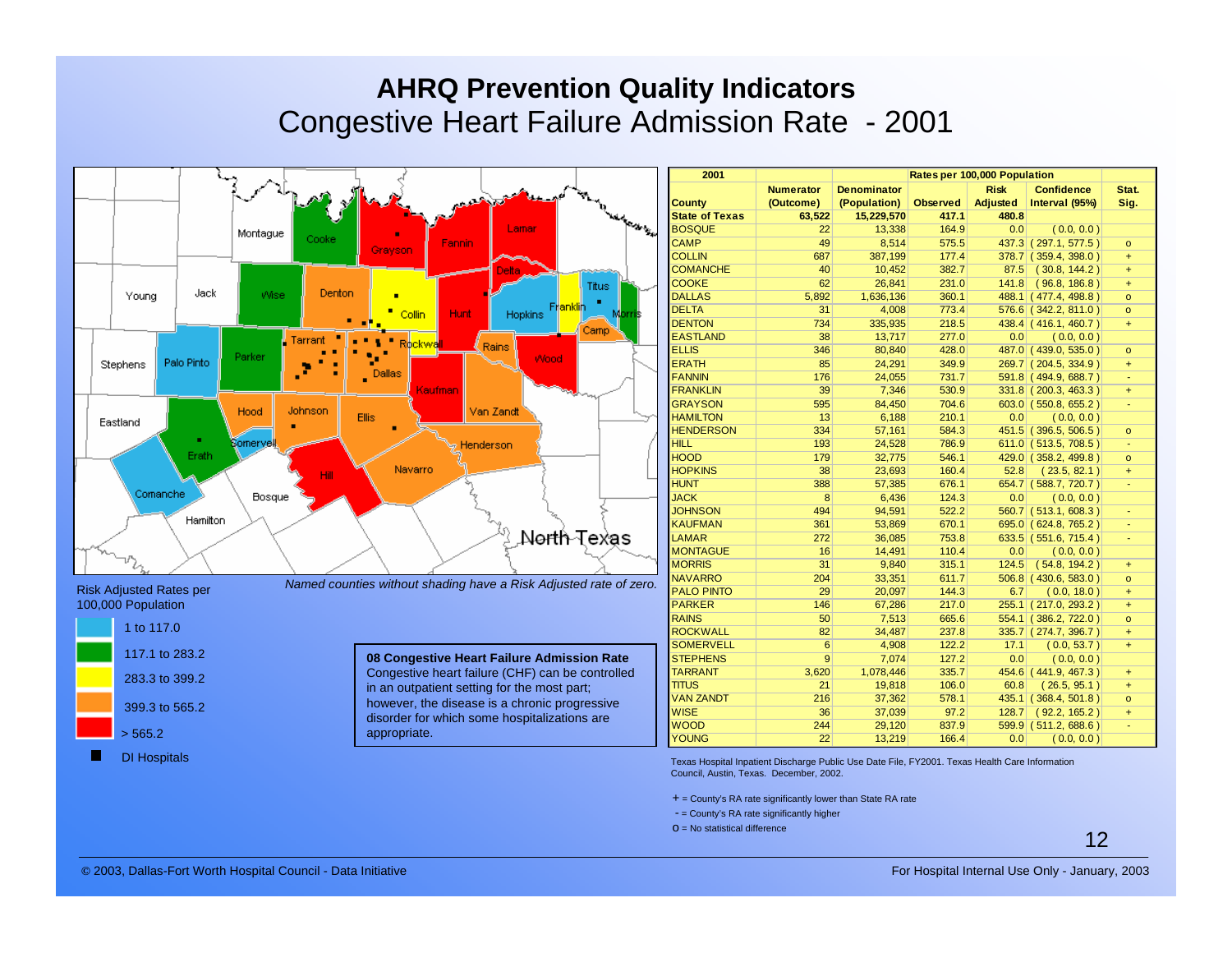# AHRQ Prevention Quality Indicators

## Congestive Heart Failure Admission Rate - 2001

Risk Adjusted Rates per 100,000 Population

- 1 to 117.0
- 117.1 to 283.2
- 283.3 to 399.2
- 399.3 to 565.2
- > 565.2
- DI Hospitals

*Named counties without shading have a Risk Adjusted rate of zero.*

**08 Congestive Heart Failure Admission Rate**
Congestive heart failure (CHF) can be controlled in an outpatient setting for the most part; however, the disease is a chronic progressive disorder for which some hospitalizations are appropriate.

| 2001 | | | Rates per 100,000 Population | | | |
|---|---|---|---|---|---|---|
| County | Numerator (Outcome) | Denominator (Population) | Observed | Risk Adjusted | Confidence Interval (95%) | Stat. Sig. |
| **State of Texas** | **63,522** | **15,229,570** | **417.1** | **480.8** | | |
| BOSQUE | 22 | 13,338 | 164.9 | 0.0 | ( 0.0, 0.0 ) | |
| CAMP | 49 | 8,514 | 575.5 | 437.3 | ( 297.1, 577.5 ) | o |
| COLLIN | 687 | 387,199 | 177.4 | 378.7 | ( 359.4, 398.0 ) | + |
| COMANCHE | 40 | 10,452 | 382.7 | 87.5 | ( 30.8, 144.2 ) | + |
| COOKE | 62 | 26,841 | 231.0 | 141.8 | ( 96.8, 186.8 ) | + |
| DALLAS | 5,892 | 1,636,136 | 360.1 | 488.1 | ( 477.4, 498.8 ) | o |
| DELTA | 31 | 4,008 | 773.4 | 576.6 | ( 342.2, 811.0 ) | o |
| DENTON | 734 | 335,935 | 218.5 | 438.4 | ( 416.1, 460.7 ) | + |
| EASTLAND | 38 | 13,717 | 277.0 | 0.0 | ( 0.0, 0.0 ) | |
| ELLIS | 346 | 80,840 | 428.0 | 487.0 | ( 439.0, 535.0 ) | o |
| ERATH | 85 | 24,291 | 349.9 | 269.7 | ( 204.5, 334.9 ) | + |
| FANNIN | 176 | 24,055 | 731.7 | 591.8 | ( 494.9, 688.7 ) | - |
| FRANKLIN | 39 | 7,346 | 530.9 | 331.8 | ( 200.3, 463.3 ) | + |
| GRAYSON | 595 | 84,450 | 704.6 | 603.0 | ( 550.8, 655.2 ) | - |
| HAMILTON | 13 | 6,188 | 210.1 | 0.0 | ( 0.0, 0.0 ) | |
| HENDERSON | 334 | 57,161 | 584.3 | 451.5 | ( 396.5, 506.5 ) | o |
| HILL | 193 | 24,528 | 786.9 | 611.0 | ( 513.5, 708.5 ) | - |
| HOOD | 179 | 32,775 | 546.1 | 429.0 | ( 358.2, 499.8 ) | o |
| HOPKINS | 38 | 23,693 | 160.4 | 52.8 | ( 23.5, 82.1 ) | + |
| HUNT | 388 | 57,385 | 676.1 | 654.7 | ( 588.7, 720.7 ) | - |
| JACK | 8 | 6,436 | 124.3 | 0.0 | ( 0.0, 0.0 ) | |
| JOHNSON | 494 | 94,591 | 522.2 | 560.7 | ( 513.1, 608.3 ) | - |
| KAUFMAN | 361 | 53,869 | 670.1 | 695.0 | ( 624.8, 765.2 ) | - |
| LAMAR | 272 | 36,085 | 753.8 | 633.5 | ( 551.6, 715.4 ) | - |
| MONTAGUE | 16 | 14,491 | 110.4 | 0.0 | ( 0.0, 0.0 ) | |
| MORRIS | 31 | 9,840 | 315.1 | 124.5 | ( 54.8, 194.2 ) | + |
| NAVARRO | 204 | 33,351 | 611.7 | 506.8 | ( 430.6, 583.0 ) | o |
| PALO PINTO | 29 | 20,097 | 144.3 | 6.7 | ( 0.0, 18.0 ) | + |
| PARKER | 146 | 67,286 | 217.0 | 255.1 | ( 217.0, 293.2 ) | + |
| RAINS | 50 | 7,513 | 665.6 | 554.1 | ( 386.2, 722.0 ) | o |
| ROCKWALL | 82 | 34,487 | 237.8 | 335.7 | ( 274.7, 396.7 ) | + |
| SOMERVELL | 6 | 4,908 | 122.2 | 17.1 | ( 0.0, 53.7 ) | + |
| STEPHENS | 9 | 7,074 | 127.2 | 0.0 | ( 0.0, 0.0 ) | |
| TARRANT | 3,620 | 1,078,446 | 335.7 | 454.6 | ( 441.9, 467.3 ) | + |
| TITUS | 21 | 19,818 | 106.0 | 60.8 | ( 26.5, 95.1 ) | + |
| VAN ZANDT | 216 | 37,362 | 578.1 | 435.1 | ( 368.4, 501.8 ) | o |
| WISE | 36 | 37,039 | 97.2 | 128.7 | ( 92.2, 165.2 ) | + |
| WOOD | 244 | 29,120 | 837.9 | 599.9 | ( 511.2, 688.6 ) | - |
| YOUNG | 22 | 13,219 | 166.4 | 0.0 | ( 0.0, 0.0 ) | |

Texas Hospital Inpatient Discharge Public Use Date File, FY2001. Texas Health Care Information Council, Austin, Texas. December, 2002.

+ = County's RA rate significantly lower than State RA rate
- = County's RA rate significantly higher
o = No statistical difference

© 2003, Dallas-Fort Worth Hospital Council - Data Initiative

For Hospital Internal Use Only - January, 2003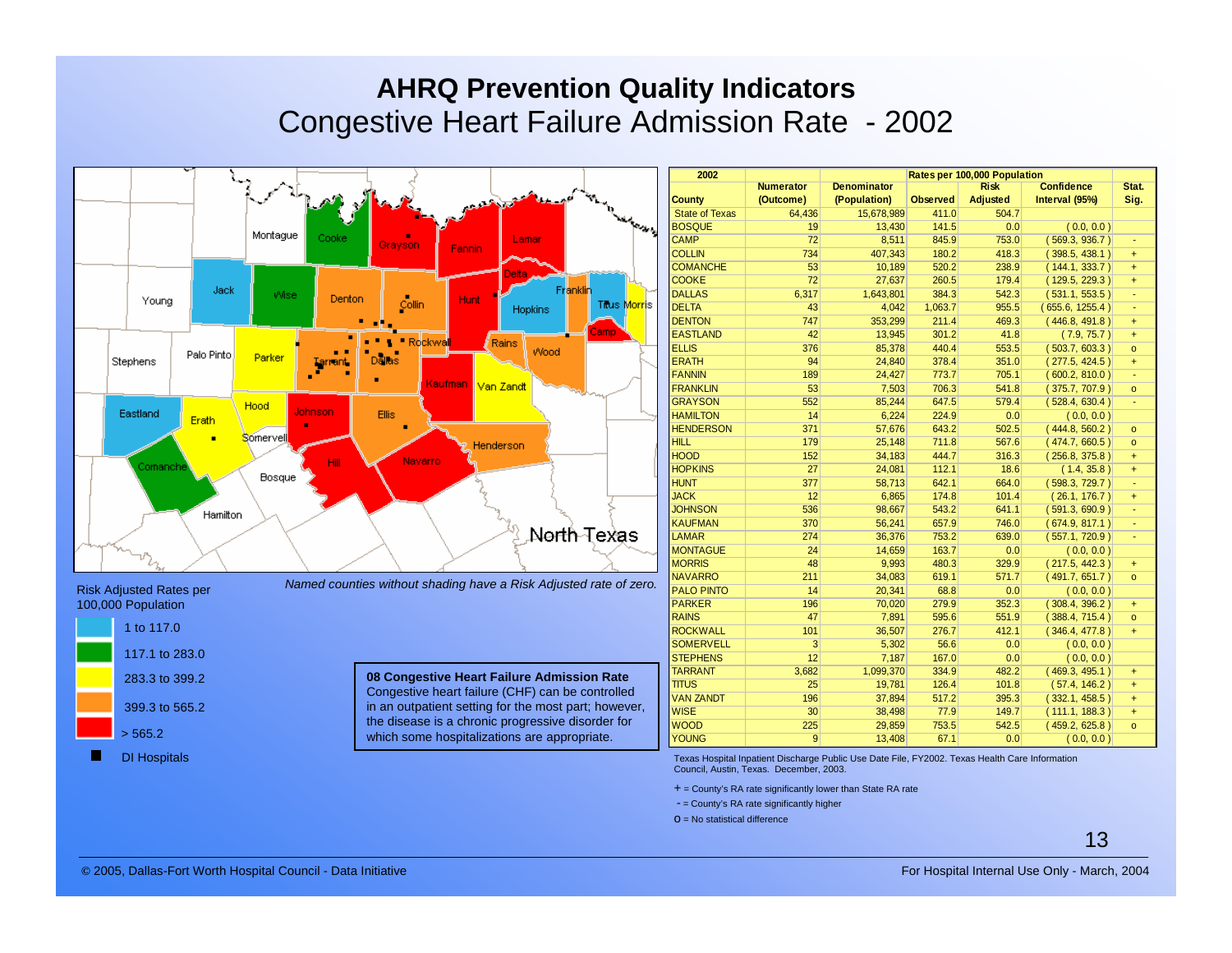# AHRQ Prevention Quality Indicators

## Congestive Heart Failure Admission Rate - 2002

Risk Adjusted Rates per 100,000 Population

- 1 to 117.0
- 117.1 to 283.0
- 283.3 to 399.2
- 399.3 to 565.2
- > 565.2
- DI Hospitals

*Named counties without shading have a Risk Adjusted rate of zero.*

**08 Congestive Heart Failure Admission Rate**
Congestive heart failure (CHF) can be controlled in an outpatient setting for the most part; however, the disease is a chronic progressive disorder for which some hospitalizations are appropriate.

| 2002 | | | Rates per 100,000 Population | | | |
|---|---|---|---|---|---|---|
| County | Numerator (Outcome) | Denominator (Population) | Observed | Risk Adjusted | Confidence Interval (95%) | Stat. Sig. |
| State of Texas | 64,436 | 15,678,989 | 411.0 | 504.7 | | |
| BOSQUE | 19 | 13,430 | 141.5 | 0.0 | ( 0.0, 0.0 ) | |
| CAMP | 72 | 8,511 | 845.9 | 753.0 | ( 569.3, 936.7 ) | - |
| COLLIN | 734 | 407,343 | 180.2 | 418.3 | ( 398.5, 438.1 ) | + |
| COMANCHE | 53 | 10,189 | 520.2 | 238.9 | ( 144.1, 333.7 ) | + |
| COOKE | 72 | 27,637 | 260.5 | 179.4 | ( 129.5, 229.3 ) | + |
| DALLAS | 6,317 | 1,643,801 | 384.3 | 542.3 | ( 531.1, 553.5 ) | - |
| DELTA | 43 | 4,042 | 1,063.7 | 955.5 | ( 655.6, 1255.4 ) | - |
| DENTON | 747 | 353,299 | 211.4 | 469.3 | ( 446.8, 491.8 ) | + |
| EASTLAND | 42 | 13,945 | 301.2 | 41.8 | ( 7.9, 75.7 ) | + |
| ELLIS | 376 | 85,378 | 440.4 | 553.5 | ( 503.7, 603.3 ) | o |
| ERATH | 94 | 24,840 | 378.4 | 351.0 | ( 277.5, 424.5 ) | + |
| FANNIN | 189 | 24,427 | 773.7 | 705.1 | ( 600.2, 810.0 ) | - |
| FRANKLIN | 53 | 7,503 | 706.3 | 541.8 | ( 375.7, 707.9 ) | o |
| GRAYSON | 552 | 85,244 | 647.5 | 579.4 | ( 528.4, 630.4 ) | - |
| HAMILTON | 14 | 6,224 | 224.9 | 0.0 | ( 0.0, 0.0 ) | |
| HENDERSON | 371 | 57,676 | 643.2 | 502.5 | ( 444.8, 560.2 ) | o |
| HILL | 179 | 25,148 | 711.8 | 567.6 | ( 474.7, 660.5 ) | o |
| HOOD | 152 | 34,183 | 444.7 | 316.3 | ( 256.8, 375.8 ) | + |
| HOPKINS | 27 | 24,081 | 112.1 | 18.6 | ( 1.4, 35.8 ) | + |
| HUNT | 377 | 58,713 | 642.1 | 664.0 | ( 598.3, 729.7 ) | - |
| JACK | 12 | 6,865 | 174.8 | 101.4 | ( 26.1, 176.7 ) | + |
| JOHNSON | 536 | 98,667 | 543.2 | 641.1 | ( 591.3, 690.9 ) | - |
| KAUFMAN | 370 | 56,241 | 657.9 | 746.0 | ( 674.9, 817.1 ) | - |
| LAMAR | 274 | 36,376 | 753.2 | 639.0 | ( 557.1, 720.9 ) | - |
| MONTAGUE | 24 | 14,659 | 163.7 | 0.0 | ( 0.0, 0.0 ) | |
| MORRIS | 48 | 9,993 | 480.3 | 329.9 | ( 217.5, 442.3 ) | + |
| NAVARRO | 211 | 34,083 | 619.1 | 571.7 | ( 491.7, 651.7 ) | o |
| PALO PINTO | 14 | 20,341 | 68.8 | 0.0 | ( 0.0, 0.0 ) | |
| PARKER | 196 | 70,020 | 279.9 | 352.3 | ( 308.4, 396.2 ) | + |
| RAINS | 47 | 7,891 | 595.6 | 551.9 | ( 388.4, 715.4 ) | o |
| ROCKWALL | 101 | 36,507 | 276.7 | 412.1 | ( 346.4, 477.8 ) | + |
| SOMERVELL | 3 | 5,302 | 56.6 | 0.0 | ( 0.0, 0.0 ) | |
| STEPHENS | 12 | 7,187 | 167.0 | 0.0 | ( 0.0, 0.0 ) | |
| TARRANT | 3,682 | 1,099,370 | 334.9 | 482.2 | ( 469.3, 495.1 ) | + |
| TITUS | 25 | 19,781 | 126.4 | 101.8 | ( 57.4, 146.2 ) | + |
| VAN ZANDT | 196 | 37,894 | 517.2 | 395.3 | ( 332.1, 458.5 ) | + |
| WISE | 30 | 38,498 | 77.9 | 149.7 | ( 111.1, 188.3 ) | + |
| WOOD | 225 | 29,859 | 753.5 | 542.5 | ( 459.2, 625.8 ) | o |
| YOUNG | 9 | 13,408 | 67.1 | 0.0 | ( 0.0, 0.0 ) | |

Texas Hospital Inpatient Discharge Public Use Date File, FY2002. Texas Health Care Information Council, Austin, Texas. December, 2003.

+ = County's RA rate significantly lower than State RA rate

- = County's RA rate significantly higher

o = No statistical difference

© 2005, Dallas-Fort Worth Hospital Council - Data Initiative

For Hospital Internal Use Only - March, 2004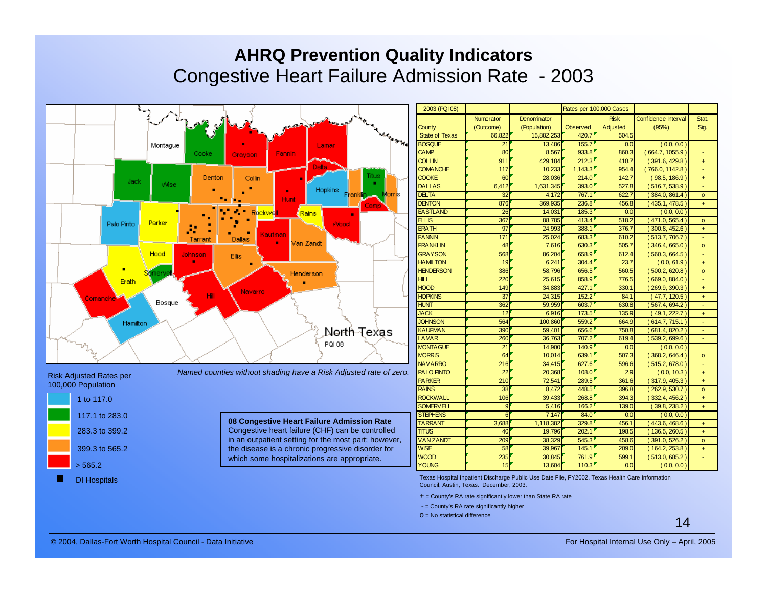# AHRQ Prevention Quality Indicators

## Congestive Heart Failure Admission Rate - 2003

Risk Adjusted Rates per 100,000 Population

- 1 to 117.0
- 117.1 to 283.0
- 283.3 to 399.2
- 399.3 to 565.2
- > 565.2
- DI Hospitals

*Named counties without shading have a Risk Adjusted rate of zero.*

North Texas
PQI 08

**08 Congestive Heart Failure Admission Rate**
Congestive heart failure (CHF) can be controlled in an outpatient setting for the most part; however, the disease is a chronic progressive disorder for which some hospitalizations are appropriate.

| 2003 (PQI 08) | | | Rates per 100,000 Cases | | | |
|---|---|---|---|---|---|---|
| County | Numerator (Outcome) | Denominator (Population) | Observed | Risk Adjusted | Confidence Interval (95%) | Stat. Sig. |
| State of Texas | 66,822 | 15,882,253 | 420.7 | 504.5 | | |
| BOSQUE | 21 | 13,486 | 155.7 | 0.0 | ( 0.0, 0.0 ) | |
| CAMP | 80 | 8,567 | 933.8 | 860.3 | ( 664.7, 1055.9 ) | - |
| COLLIN | 911 | 429,184 | 212.3 | 410.7 | ( 391.6, 429.8 ) | + |
| COMANCHE | 117 | 10,233 | 1,143.3 | 954.4 | ( 766.0, 1142.8 ) | - |
| COOKE | 60 | 28,036 | 214.0 | 142.7 | ( 98.5, 186.9 ) | + |
| DALLAS | 6,412 | 1,631,345 | 393.0 | 527.8 | ( 516.7, 538.9 ) | - |
| DELTA | 32 | 4,172 | 767.1 | 622.7 | ( 384.0, 861.4 ) | o |
| DENTON | 876 | 369,935 | 236.8 | 456.8 | ( 435.1, 478.5 ) | + |
| EASTLAND | 26 | 14,031 | 185.3 | 0.0 | ( 0.0, 0.0 ) | |
| ELLIS | 367 | 88,785 | 413.4 | 518.2 | ( 471.0, 565.4 ) | o |
| ERATH | 97 | 24,993 | 388.1 | 376.7 | ( 300.8, 452.6 ) | + |
| FANNIN | 171 | 25,024 | 683.3 | 610.2 | ( 513.7, 706.7 ) | - |
| FRANKLIN | 48 | 7,616 | 630.3 | 505.7 | ( 346.4, 665.0 ) | o |
| GRAYSON | 568 | 86,204 | 658.9 | 612.4 | ( 560.3, 664.5 ) | - |
| HAMILTON | 19 | 6,241 | 304.4 | 23.7 | ( 0.0, 61.9 ) | + |
| HENDERSON | 386 | 58,796 | 656.5 | 560.5 | ( 500.2, 620.8 ) | o |
| HILL | 220 | 25,615 | 858.9 | 776.5 | ( 669.0, 884.0 ) | - |
| HOOD | 149 | 34,883 | 427.1 | 330.1 | ( 269.9, 390.3 ) | + |
| HOPKINS | 37 | 24,315 | 152.2 | 84.1 | ( 47.7, 120.5 ) | + |
| HUNT | 362 | 59,959 | 603.7 | 630.8 | ( 567.4, 694.2 ) | - |
| JACK | 12 | 6,916 | 173.5 | 135.9 | ( 49.1, 222.7 ) | + |
| JOHNSON | 564 | 100,860 | 559.2 | 664.9 | ( 614.7, 715.1 ) | - |
| KAUFMAN | 390 | 59,401 | 656.6 | 750.8 | ( 681.4, 820.2 ) | - |
| LAMAR | 260 | 36,763 | 707.2 | 619.4 | ( 539.2, 699.6 ) | - |
| MONTAGUE | 21 | 14,900 | 140.9 | 0.0 | ( 0.0, 0.0 ) | |
| MORRIS | 64 | 10,014 | 639.1 | 507.3 | ( 368.2, 646.4 ) | o |
| NAVARRO | 216 | 34,415 | 627.6 | 596.6 | ( 515.2, 678.0 ) | - |
| PALO PINTO | 22 | 20,368 | 108.0 | 2.9 | ( 0.0, 10.3 ) | + |
| PARKER | 210 | 72,541 | 289.5 | 361.6 | ( 317.9, 405.3 ) | + |
| RAINS | 38 | 8,472 | 448.5 | 396.8 | ( 262.9, 530.7 ) | o |
| ROCKWALL | 106 | 39,433 | 268.8 | 394.3 | ( 332.4, 456.2 ) | + |
| SOMERVELL | 9 | 5,416 | 166.2 | 139.0 | ( 39.8, 238.2 ) | + |
| STEPHENS | 6 | 7,147 | 84.0 | 0.0 | ( 0.0, 0.0 ) | |
| TARRANT | 3,688 | 1,118,382 | 329.8 | 456.1 | ( 443.6, 468.6 ) | + |
| TITUS | 40 | 19,796 | 202.1 | 198.5 | ( 136.5, 260.5 ) | + |
| VAN ZANDT | 209 | 38,329 | 545.3 | 458.6 | ( 391.0, 526.2 ) | o |
| WISE | 58 | 39,967 | 145.1 | 209.0 | ( 164.2, 253.8 ) | + |
| WOOD | 235 | 30,845 | 761.9 | 599.1 | ( 513.0, 685.2 ) | - |
| YOUNG | 15 | 13,604 | 110.3 | 0.0 | ( 0.0, 0.0 ) | |

Texas Hospital Inpatient Discharge Public Use Date File, FY2002. Texas Health Care Information Council, Austin, Texas. December, 2003.

+ = County's RA rate significantly lower than State RA rate

- = County's RA rate significantly higher

O = No statistical difference

© 2004, Dallas-Fort Worth Hospital Council - Data Initiative

For Hospital Internal Use Only – April, 2005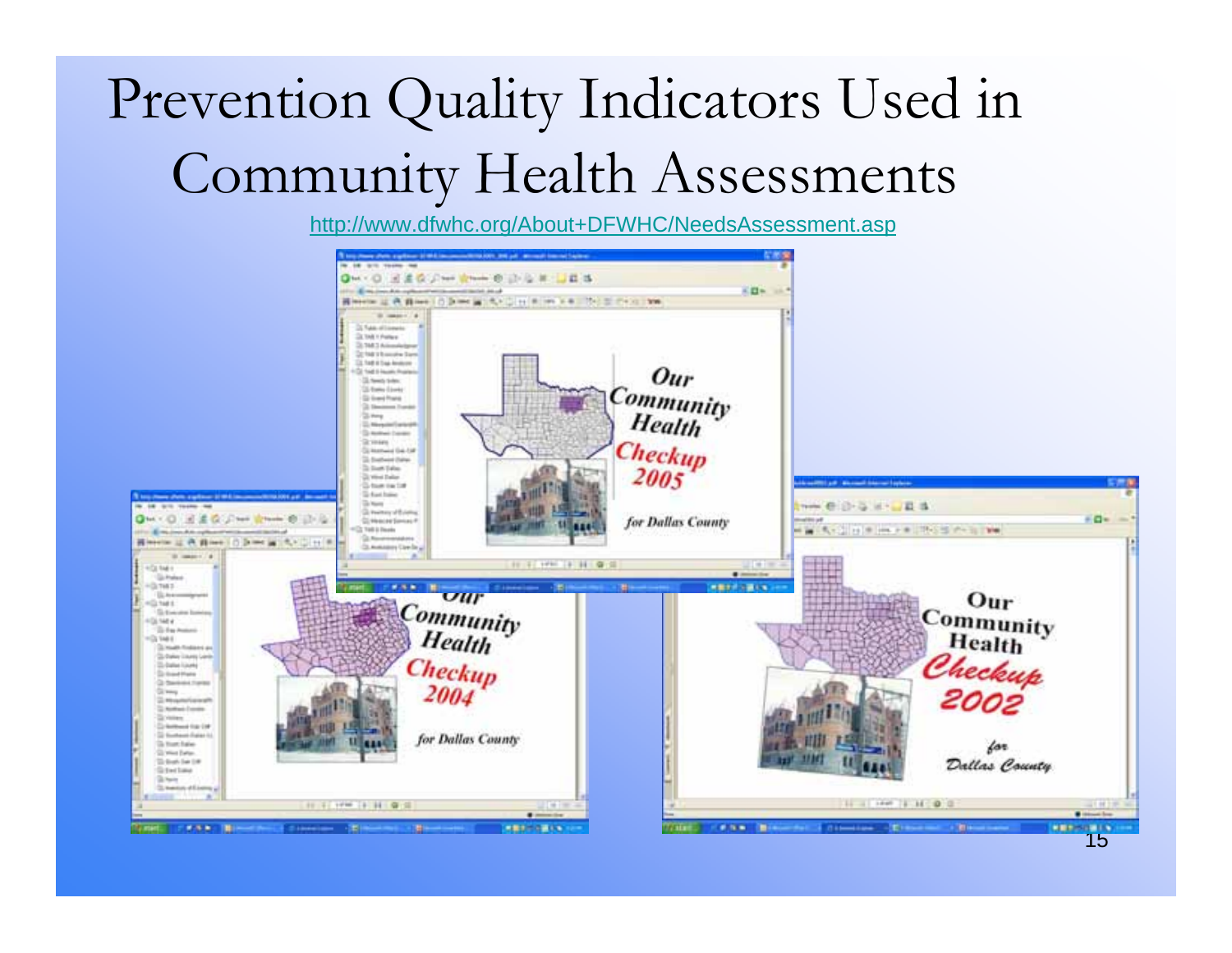# Prevention Quality Indicators Used in Community Health Assessments

http://www.dfwhc.org/About+DFWHC/NeedsAssessment.asp

Our Community Health Checkup 2005 for Dallas County

Our Community Health Checkup 2004 for Dallas County

Our Community Health Checkup 2002 for Dallas County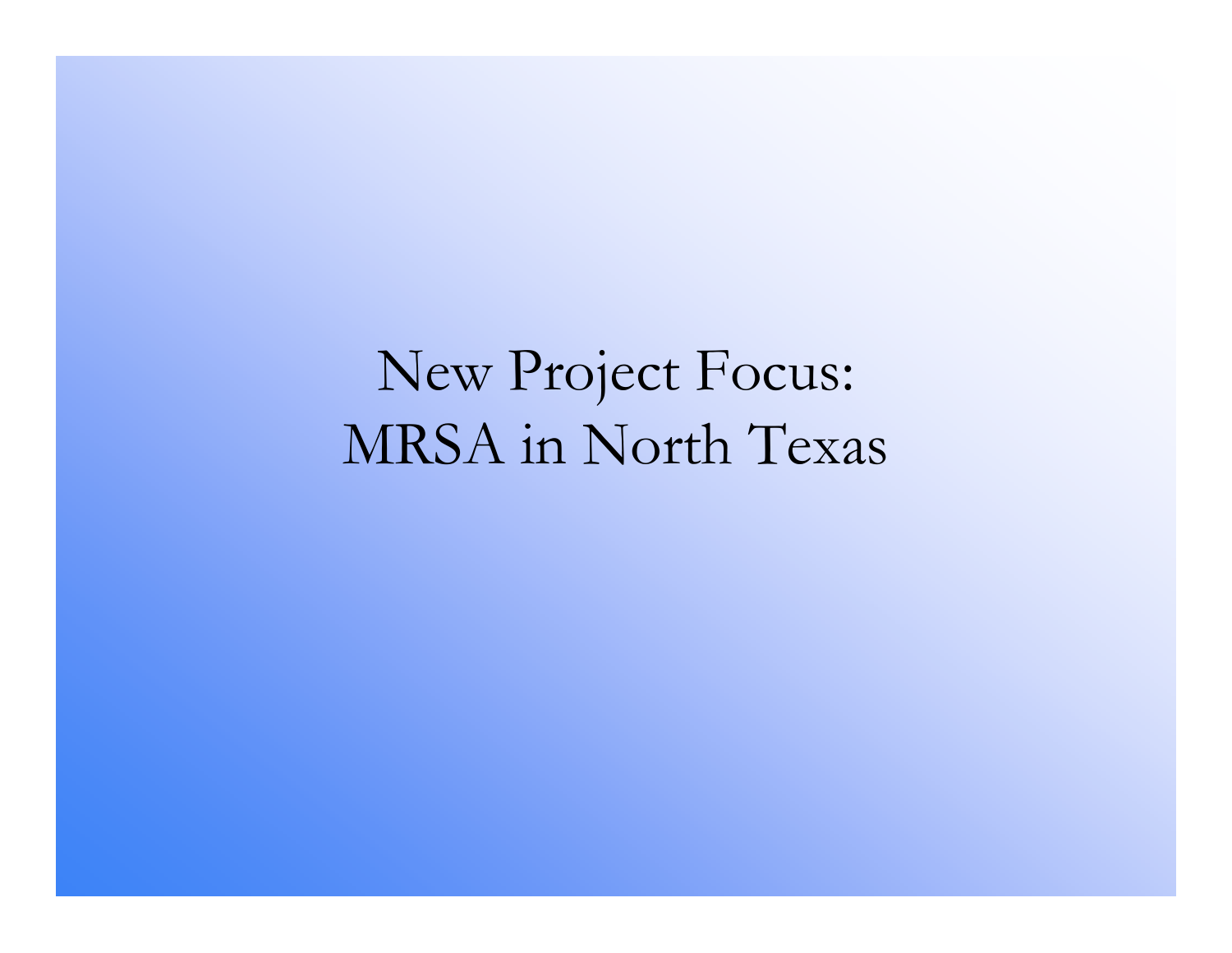# New Project Focus: MRSA in North Texas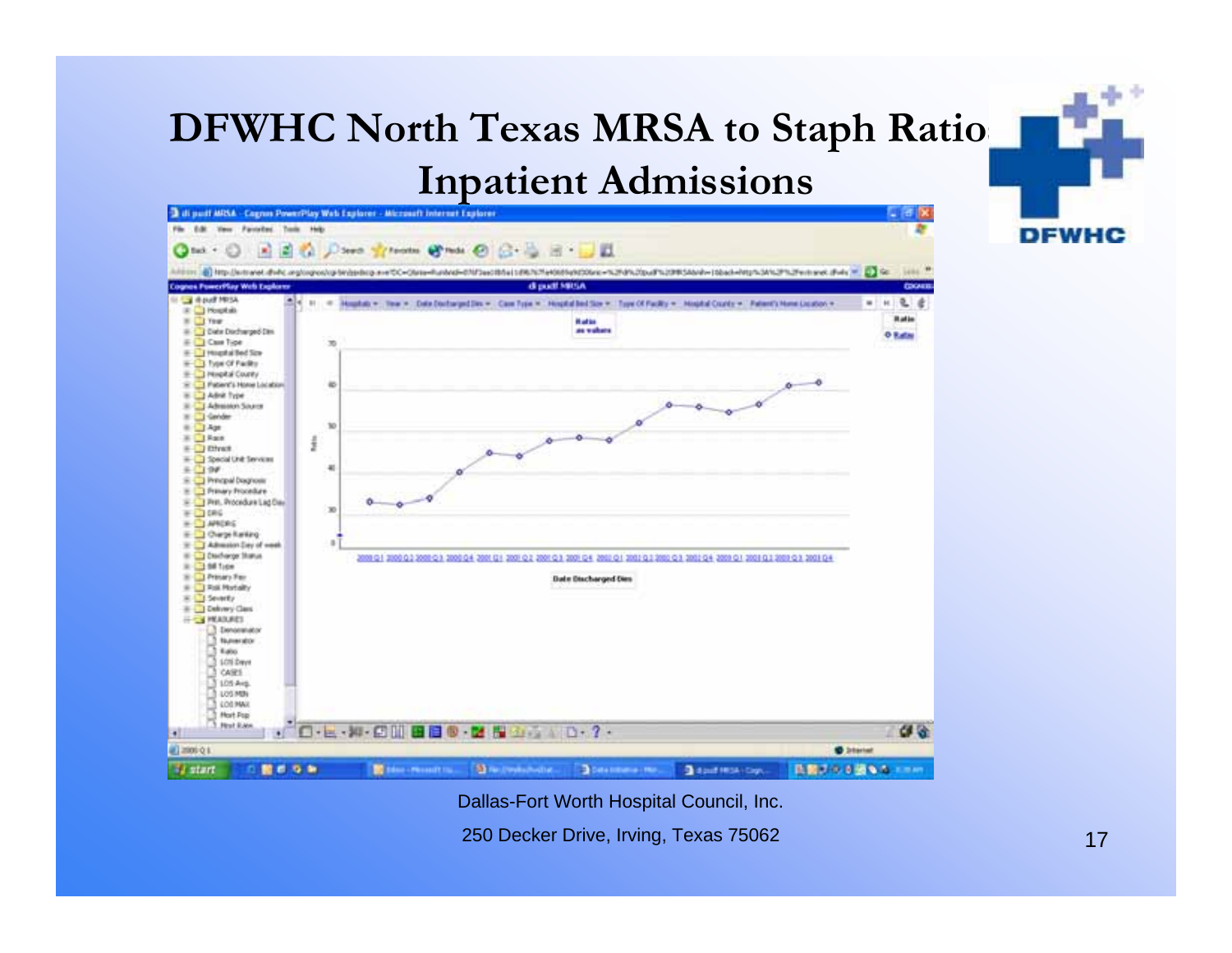# DFWHC North Texas MRSA to Staph Ratio Inpatient Admissions

Dallas-Fort Worth Hospital Council, Inc.

250 Decker Drive, Irving, Texas 75062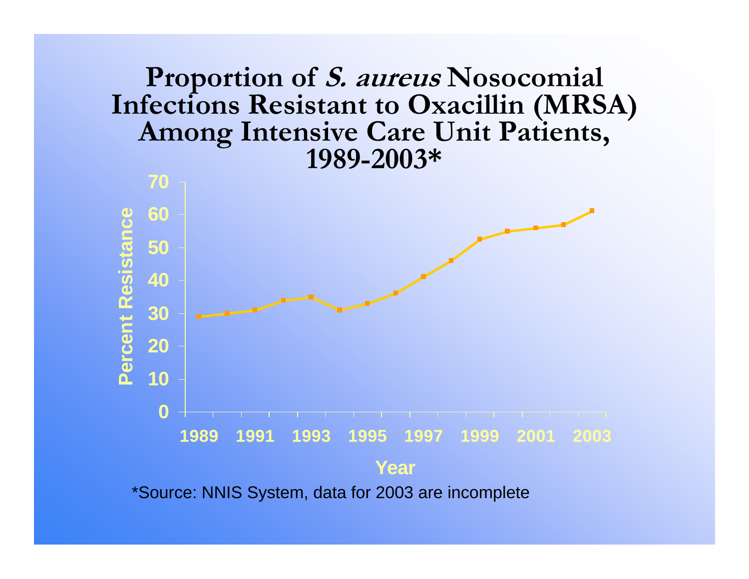# Proportion of *S. aureus* Nosocomial Infections Resistant to Oxacillin (MRSA) Among Intensive Care Unit Patients, 1989-2003*

Percent Resistance

70
60
50
40
30
20
10
0

1989 1991 1993 1995 1997 1999 2001 2003

Year

*Source: NNIS System, data for 2003 are incomplete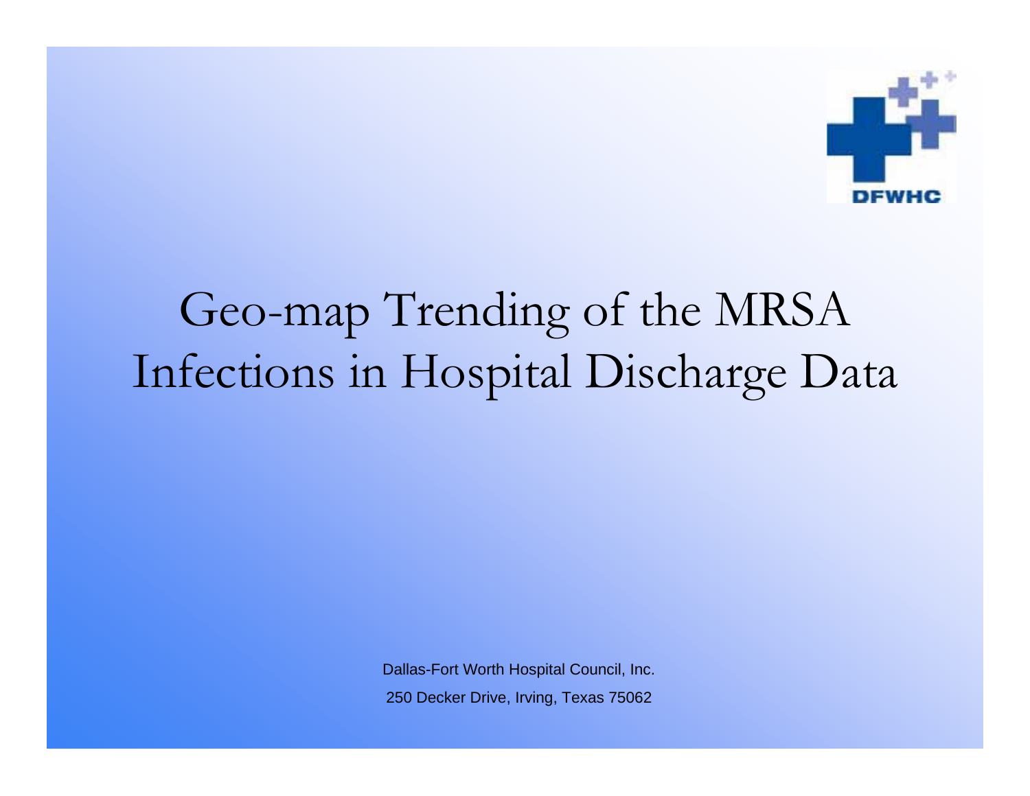# Geo-map Trending of the MRSA Infections in Hospital Discharge Data

Dallas-Fort Worth Hospital Council, Inc.

250 Decker Drive, Irving, Texas 75062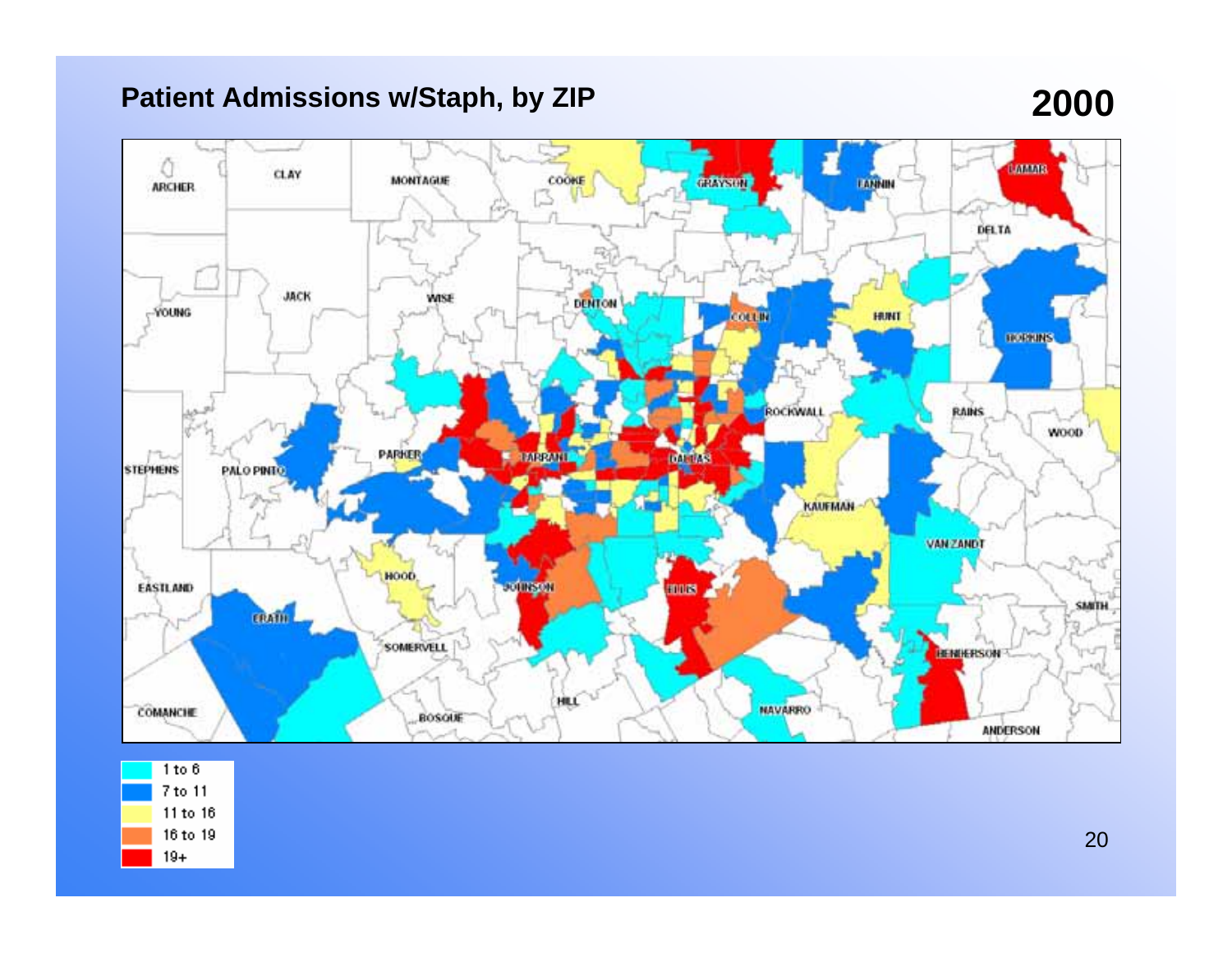# Patient Admissions w/Staph, by ZIP

## 2000

| Legend |
| --- |
| 1 to 6 |
| 7 to 11 |
| 11 to 16 |
| 16 to 19 |
| 19+ |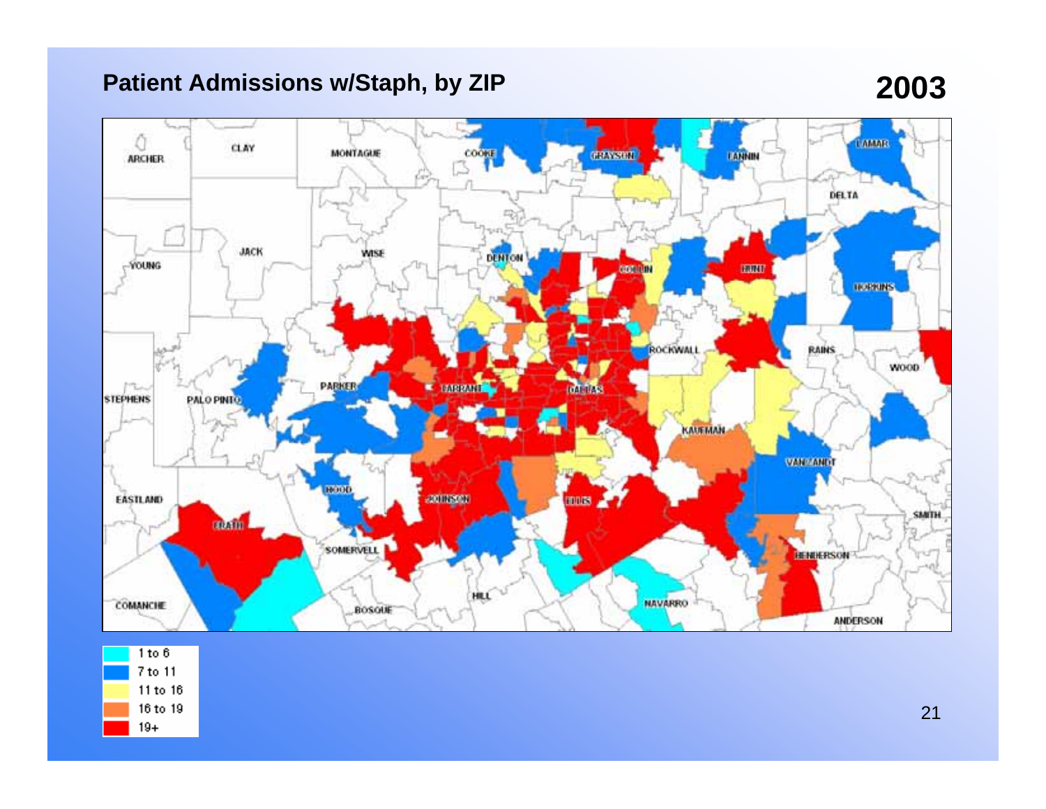## Patient Admissions w/Staph, by ZIP

**2003**

| Legend |
|---|
| 1 to 6 |
| 7 to 11 |
| 11 to 16 |
| 16 to 19 |
| 19+ |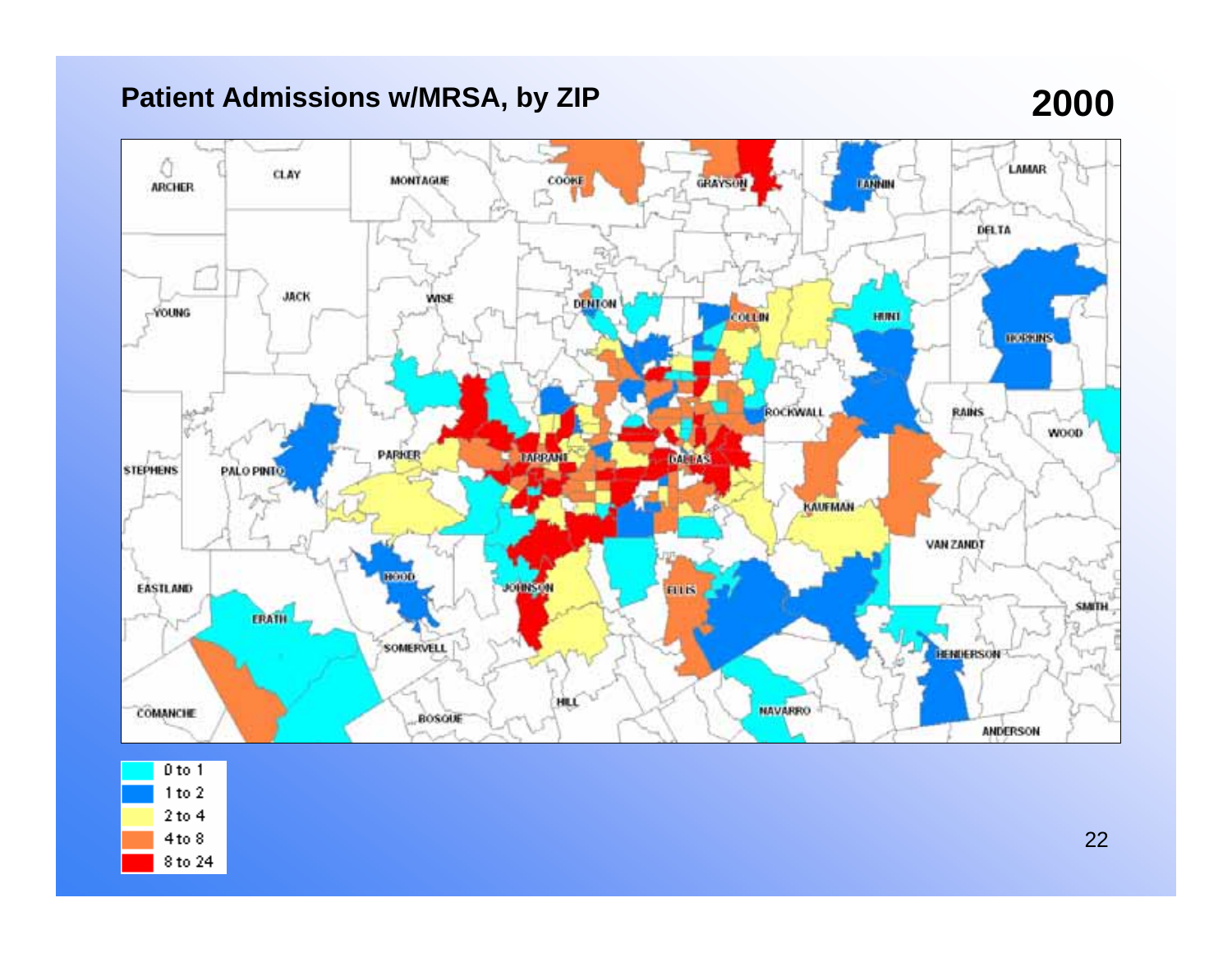## Patient Admissions w/MRSA, by ZIP

**2000**

| Color | Range |
| --- | --- |
| Cyan | 0 to 1 |
| Blue | 1 to 2 |
| Yellow | 2 to 4 |
| Orange | 4 to 8 |
| Red | 8 to 24 |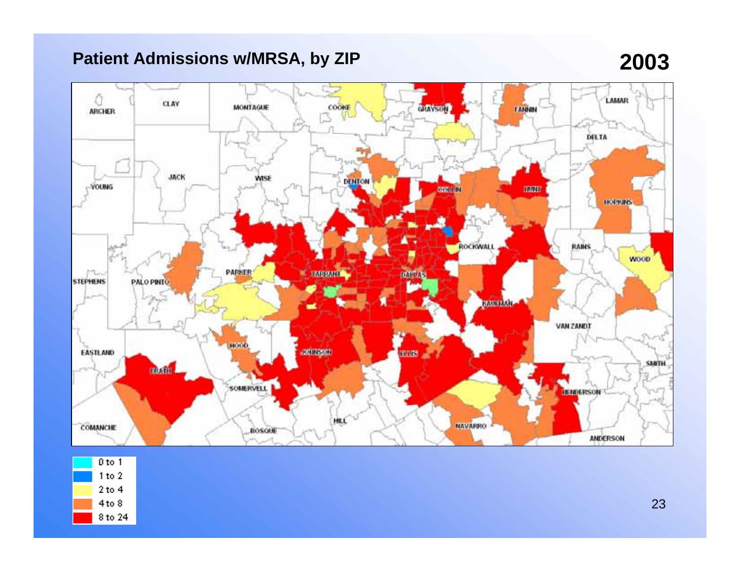# Patient Admissions w/MRSA, by ZIP

**2003**

| Legend |
|---|
| 0 to 1 |
| 1 to 2 |
| 2 to 4 |
| 4 to 8 |
| 8 to 24 |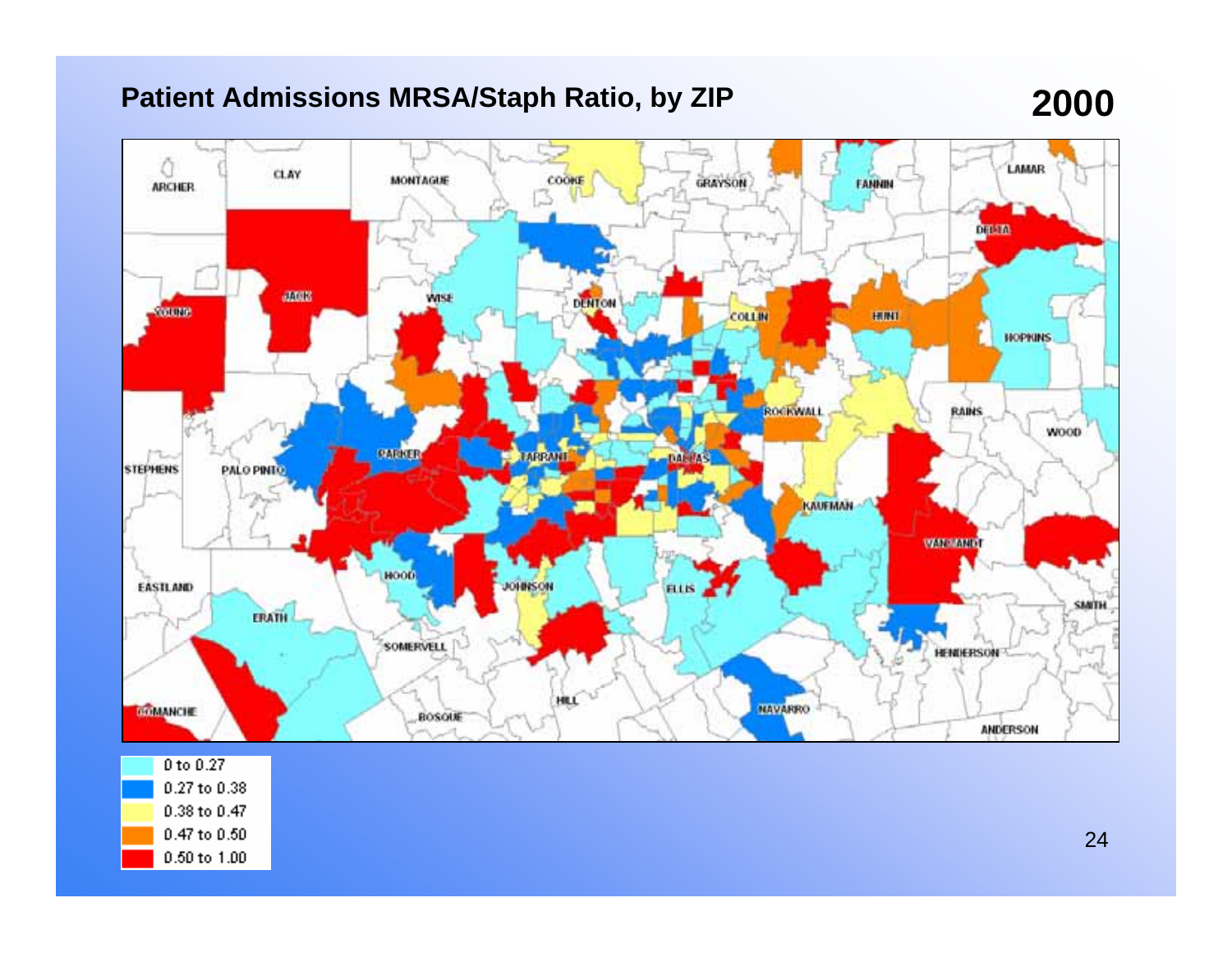## Patient Admissions MRSA/Staph Ratio, by ZIP

## 2000

| Color | Range |
|---|---|
| Light blue | 0 to 0.27 |
| Blue | 0.27 to 0.38 |
| Yellow | 0.38 to 0.47 |
| Orange | 0.47 to 0.50 |
| Red | 0.50 to 1.00 |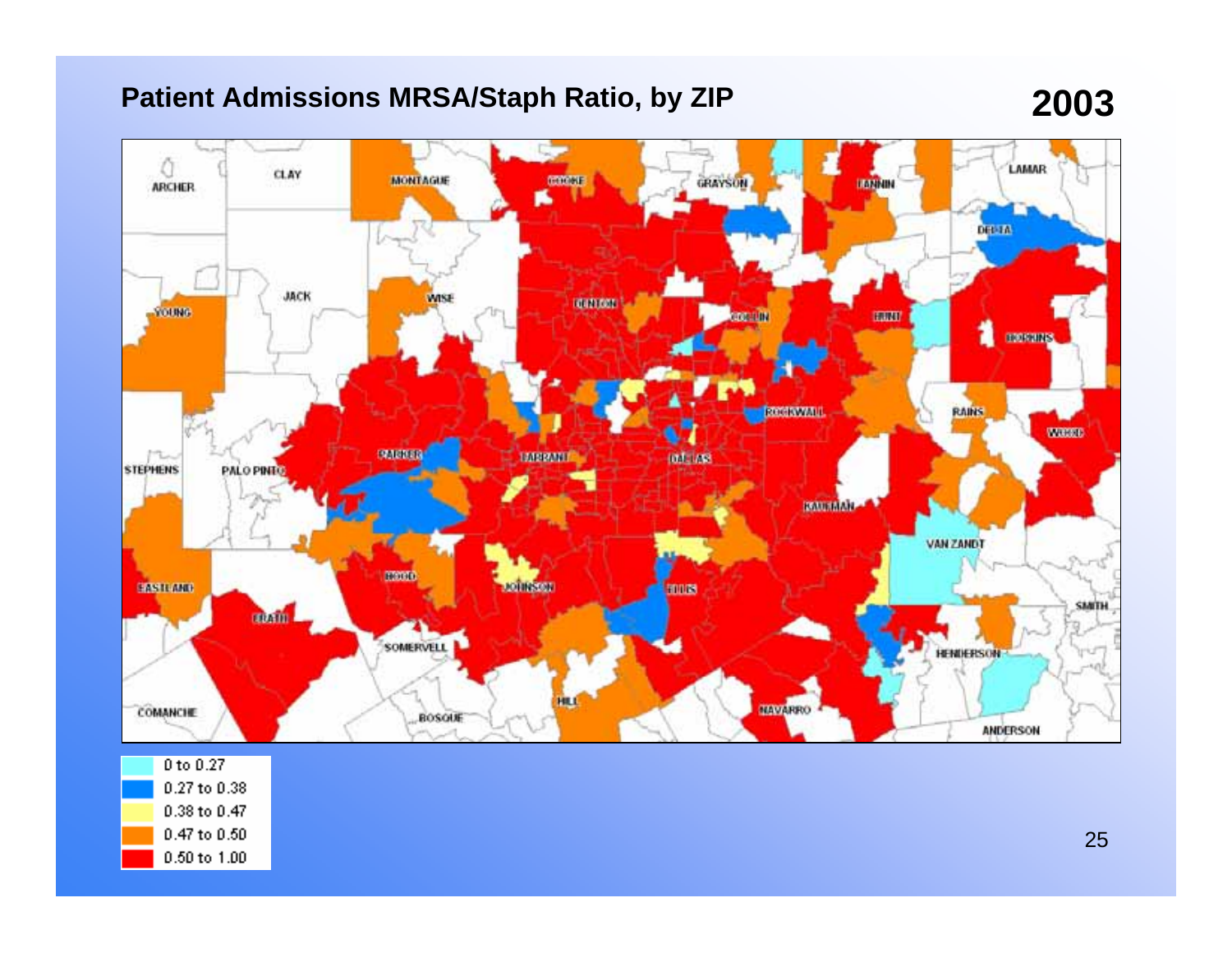# Patient Admissions MRSA/Staph Ratio, by ZIP

**2003**

| Legend |
| --- |
| 0 to 0.27 |
| 0.27 to 0.38 |
| 0.38 to 0.47 |
| 0.47 to 0.50 |
| 0.50 to 1.00 |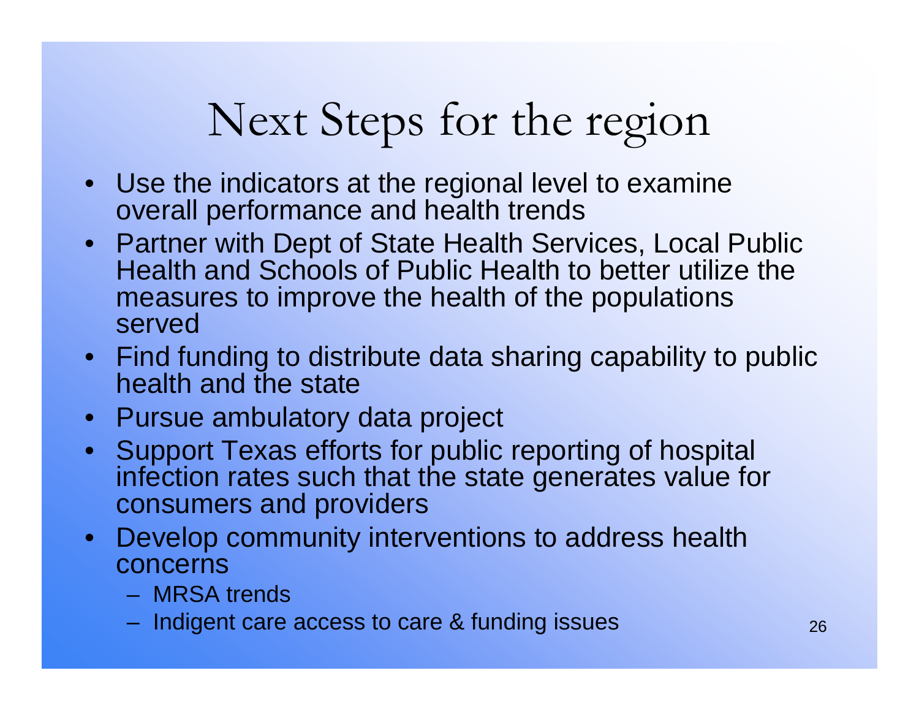# Next Steps for the region

- Use the indicators at the regional level to examine overall performance and health trends
- Partner with Dept of State Health Services, Local Public Health and Schools of Public Health to better utilize the measures to improve the health of the populations served
- Find funding to distribute data sharing capability to public health and the state
- Pursue ambulatory data project
- Support Texas efforts for public reporting of hospital infection rates such that the state generates value for consumers and providers
- Develop community interventions to address health concerns
  - MRSA trends
  - Indigent care access to care & funding issues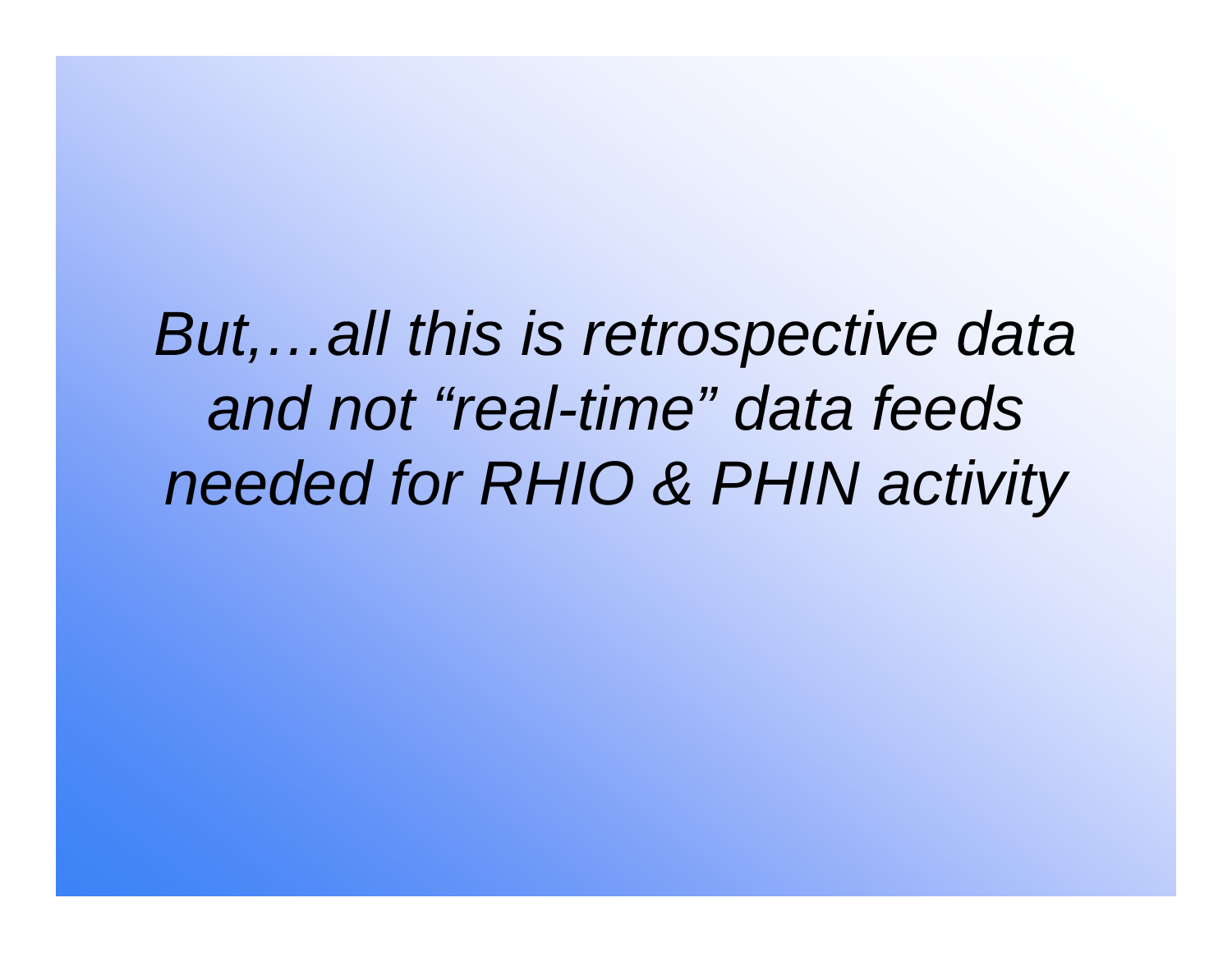*But,…all this is retrospective data and not “real-time” data feeds needed for RHIO & PHIN activity*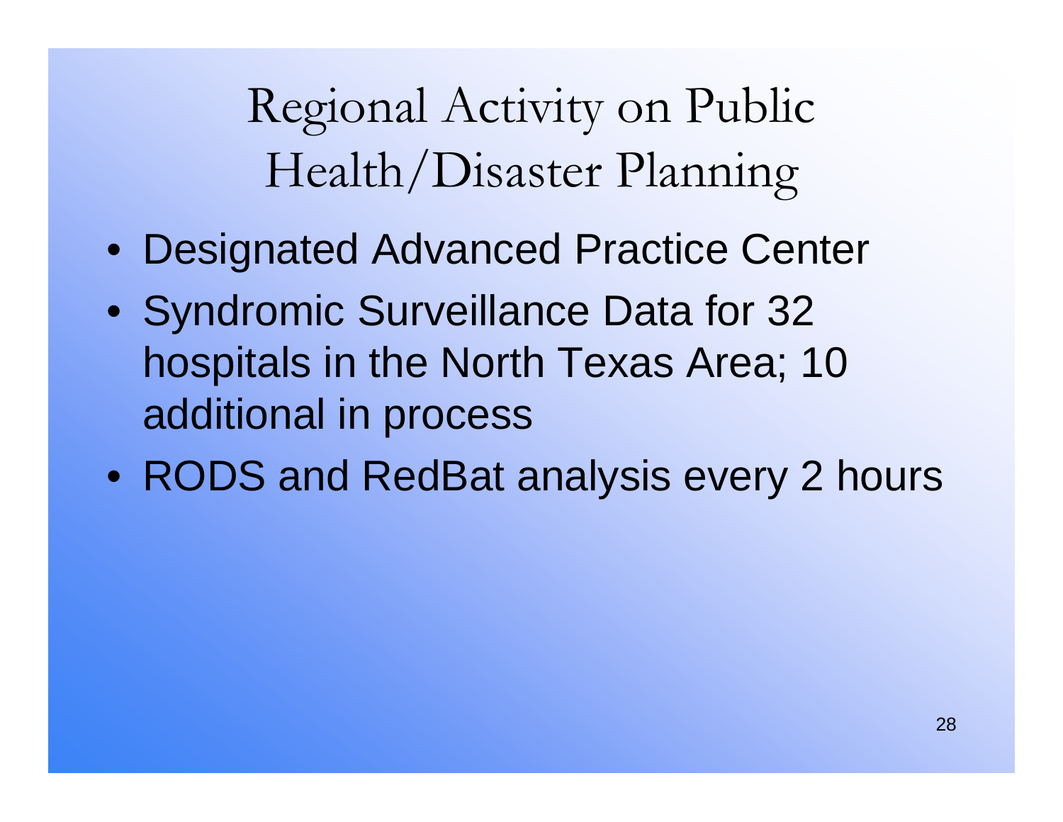# Regional Activity on Public Health/Disaster Planning

- Designated Advanced Practice Center
- Syndromic Surveillance Data for 32 hospitals in the North Texas Area; 10 additional in process
- RODS and RedBat analysis every 2 hours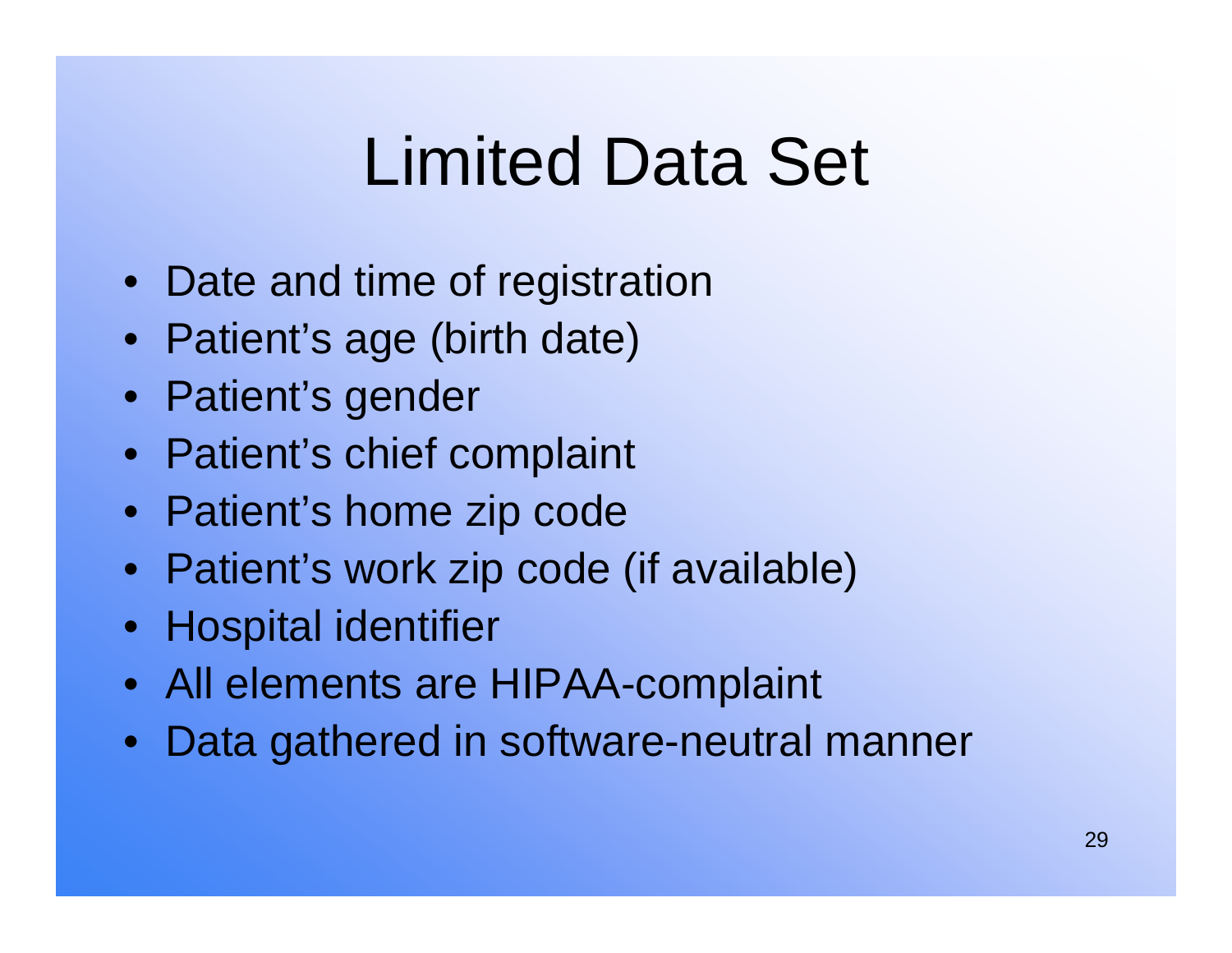# Limited Data Set

- Date and time of registration
- Patient's age (birth date)
- Patient's gender
- Patient's chief complaint
- Patient's home zip code
- Patient's work zip code (if available)
- Hospital identifier
- All elements are HIPAA-complaint
- Data gathered in software-neutral manner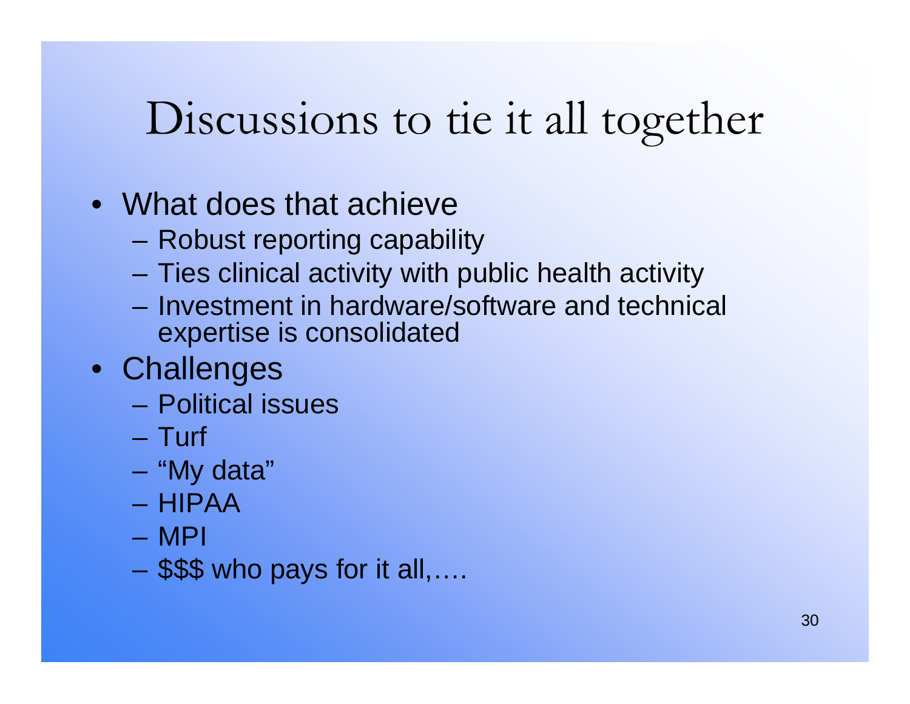# Discussions to tie it all together

- What does that achieve
  - Robust reporting capability
  - Ties clinical activity with public health activity
  - Investment in hardware/software and technical expertise is consolidated
- Challenges
  - Political issues
  - Turf
  - "My data"
  - HIPAA
  - MPI
  - $$$ who pays for it all,….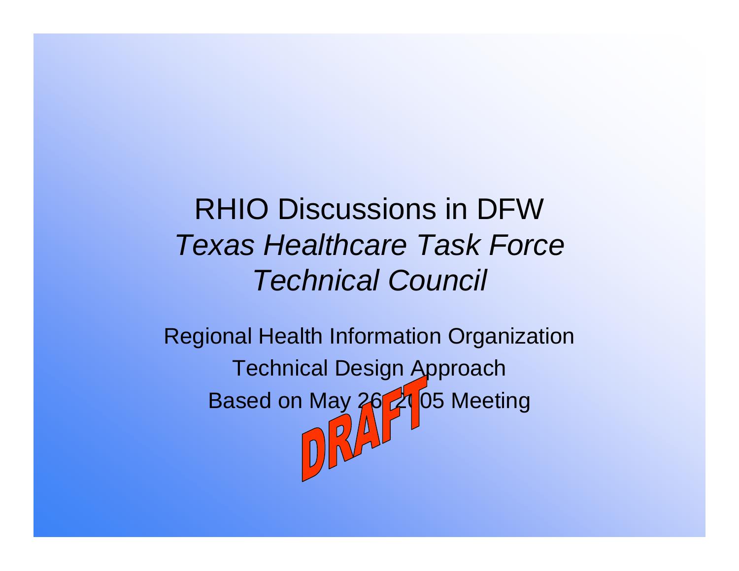# RHIO Discussions in DFW

## *Texas Healthcare Task Force Technical Council*

Regional Health Information Organization

Technical Design Approach

Based on May 26, 2005 Meeting

DRAFT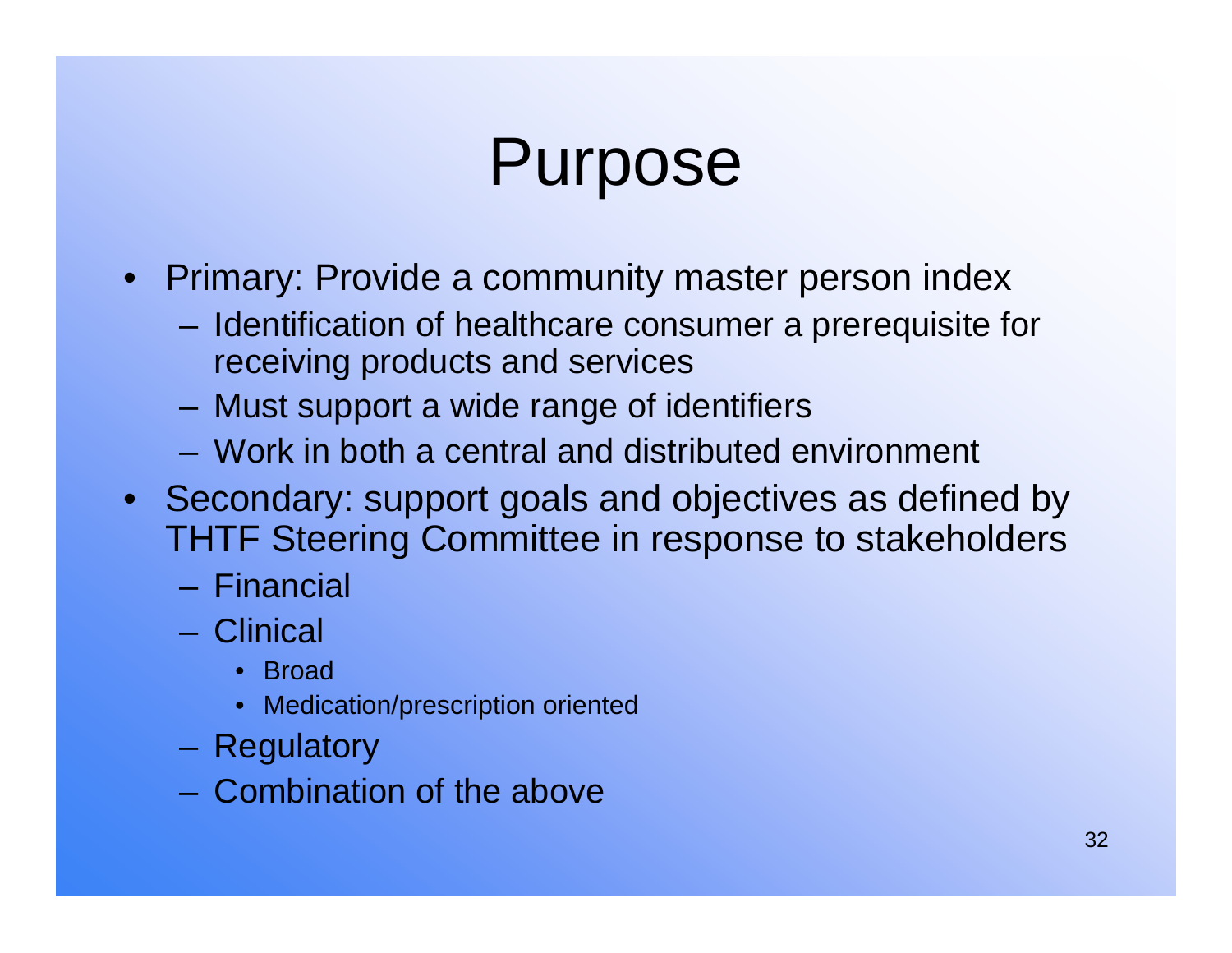# Purpose

- Primary: Provide a community master person index
  - Identification of healthcare consumer a prerequisite for receiving products and services
  - Must support a wide range of identifiers
  - Work in both a central and distributed environment
- Secondary: support goals and objectives as defined by THTF Steering Committee in response to stakeholders
  - Financial
  - Clinical
    - Broad
    - Medication/prescription oriented
  - Regulatory
  - Combination of the above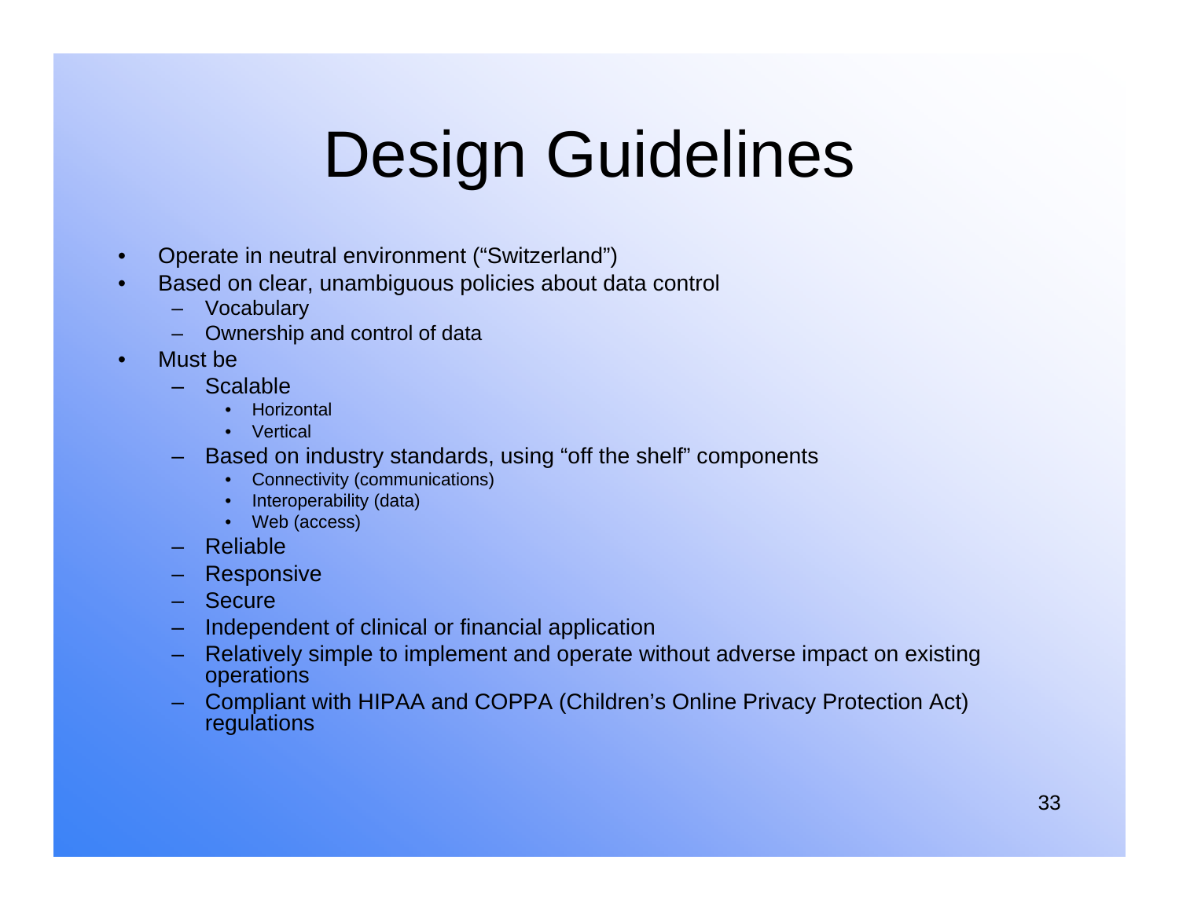# Design Guidelines

- Operate in neutral environment (“Switzerland”)
- Based on clear, unambiguous policies about data control
  - Vocabulary
  - Ownership and control of data
- Must be
  - Scalable
    - Horizontal
    - Vertical
  - Based on industry standards, using “off the shelf” components
    - Connectivity (communications)
    - Interoperability (data)
    - Web (access)
  - Reliable
  - Responsive
  - Secure
  - Independent of clinical or financial application
  - Relatively simple to implement and operate without adverse impact on existing operations
  - Compliant with HIPAA and COPPA (Children’s Online Privacy Protection Act) regulations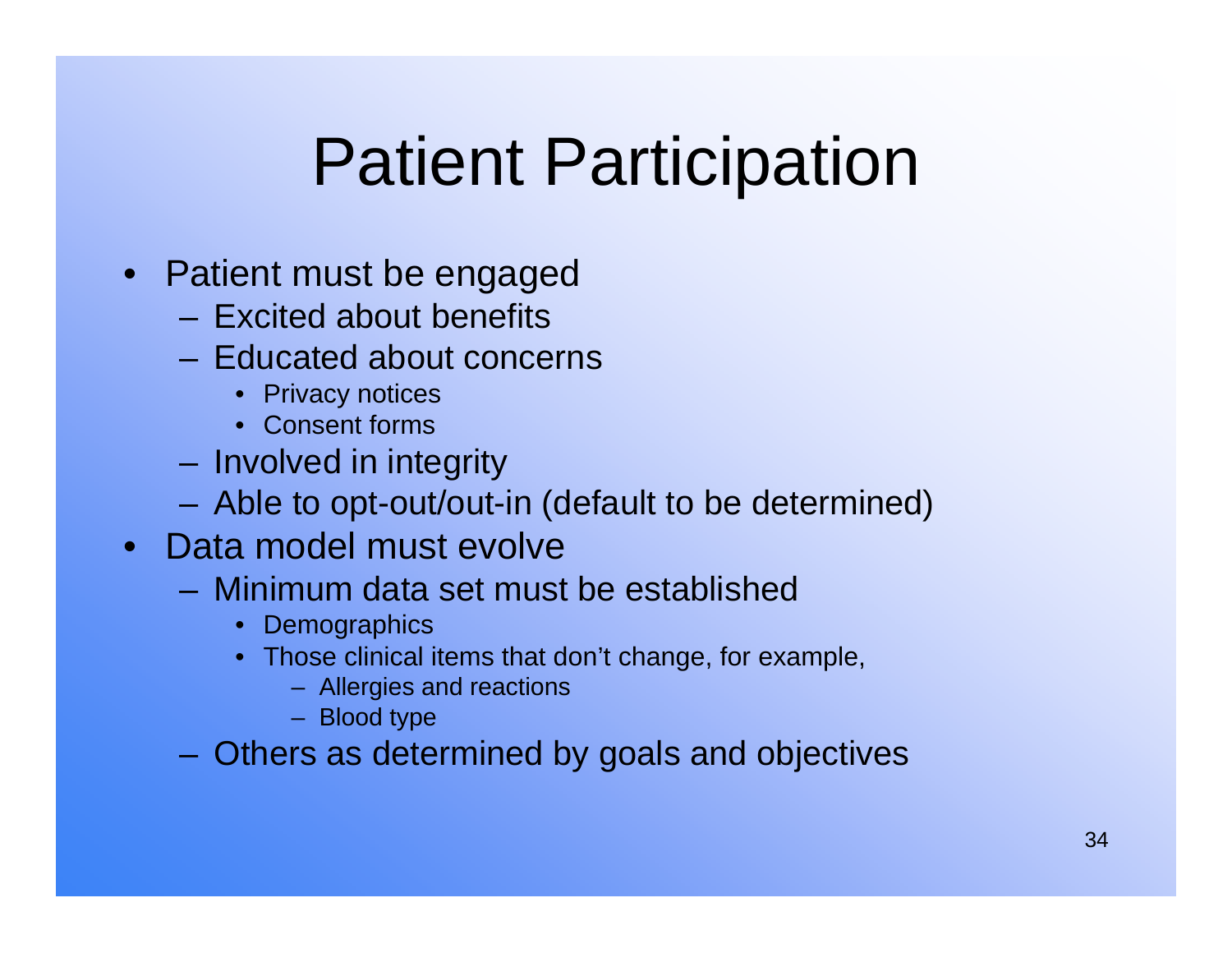# Patient Participation

- Patient must be engaged
  - Excited about benefits
  - Educated about concerns
    - Privacy notices
    - Consent forms
  - Involved in integrity
  - Able to opt-out/out-in (default to be determined)
- Data model must evolve
  - Minimum data set must be established
    - Demographics
    - Those clinical items that don't change, for example,
      - Allergies and reactions
      - Blood type
  - Others as determined by goals and objectives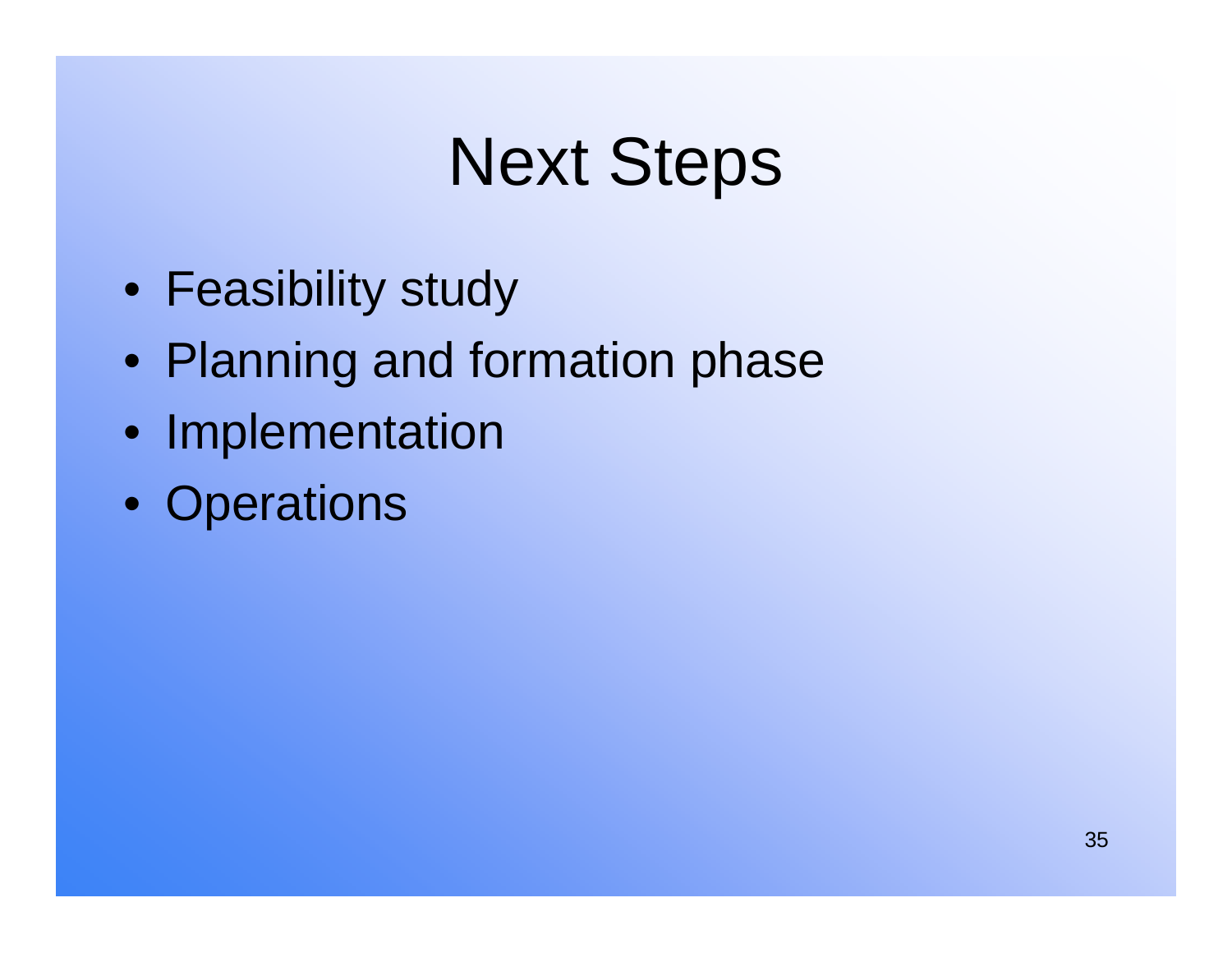# Next Steps

- Feasibility study
- Planning and formation phase
- Implementation
- Operations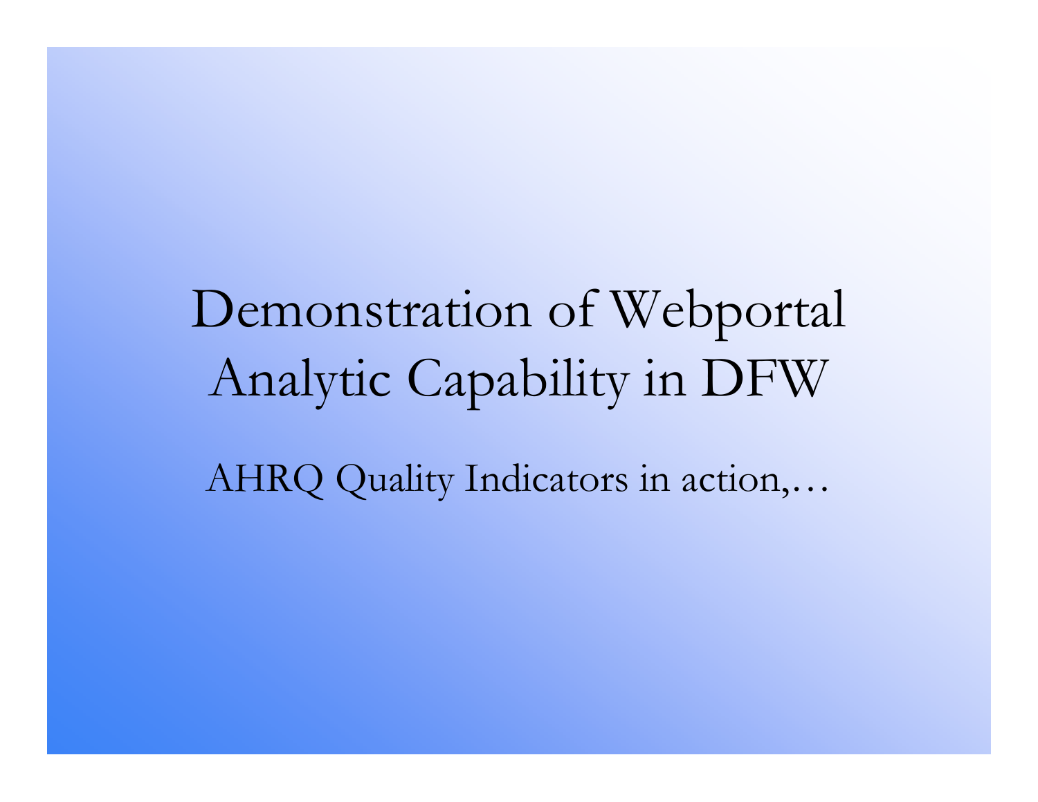# Demonstration of Webportal Analytic Capability in DFW

AHRQ Quality Indicators in action,…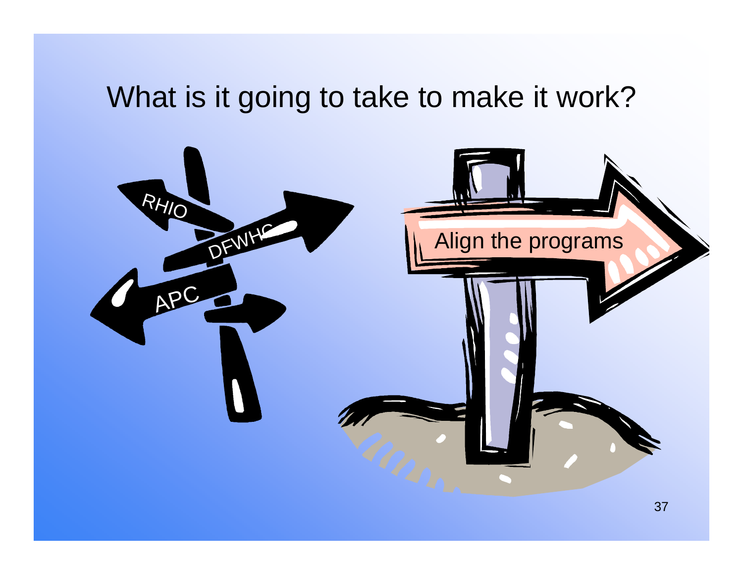# What is it going to take to make it work?

RHIO

DFWHC

APC

Align the programs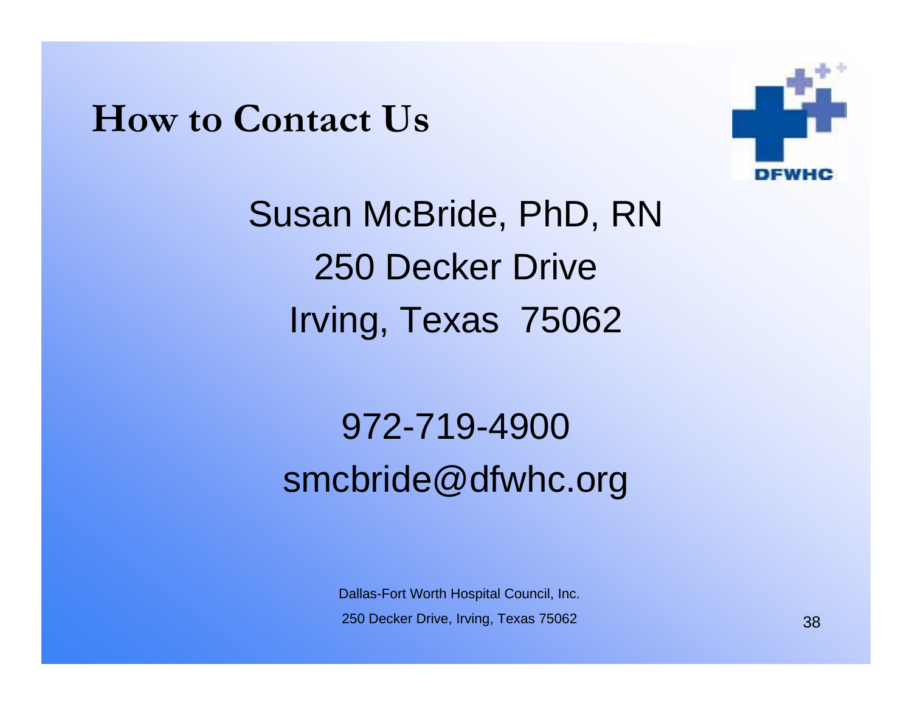# How to Contact Us

Susan McBride, PhD, RN
250 Decker Drive
Irving, Texas 75062

972-719-4900
smcbride@dfwhc.org

Dallas-Fort Worth Hospital Council, Inc.
250 Decker Drive, Irving, Texas 75062